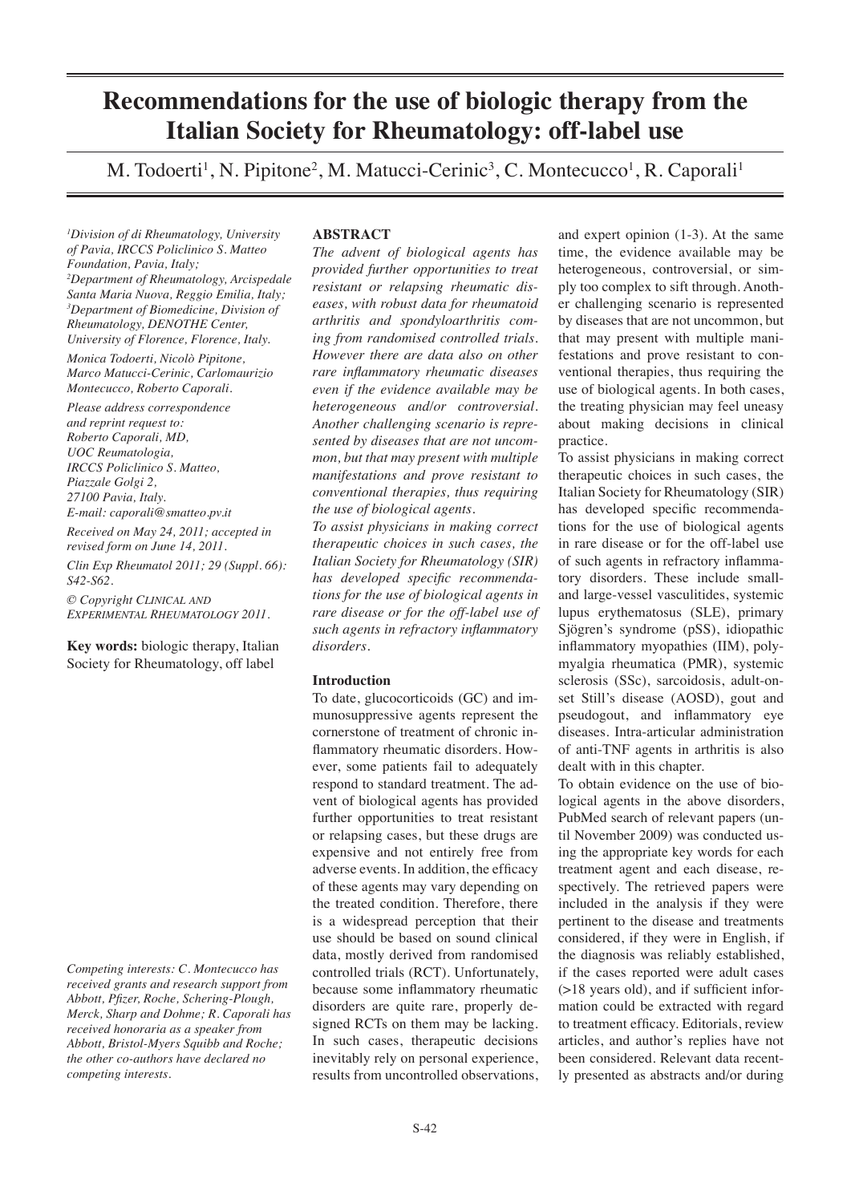# Recommendations for the use of biologic therapy from the Italian Society for Rheumatology: off-label use

M. Todoerti[1], N. Pipitone[2], M. Matucci-Cerinic[3], C. Montecucco[1], R. Caporali[1]

*[1]Division of di Rheumatology, University of Pavia, IRCCS Policlinico S. Matteo Foundation, Pavia, Italy;*
*[2]Department of Rheumatology, Arcispedale Santa Maria Nuova, Reggio Emilia, Italy;*
*[3]Department of Biomedicine, Division of Rheumatology, DENOTHE Center, University of Florence, Florence, Italy.*

*Monica Todoerti, Nicolò Pipitone, Marco Matucci-Cerinic, Carlomaurizio Montecucco, Roberto Caporali.*

*Please address correspondence and reprint request to: Roberto Caporali, MD, UOC Reumatologia, IRCCS Policlinico S. Matteo, Piazzale Golgi 2, 27100 Pavia, Italy. E-mail: caporali@smatteo.pv.it*

*Received on May 24, 2011; accepted in revised form on June 14, 2011.*

*Clin Exp Rheumatol 2011; 29 (Suppl. 66): S42-S62.*

*© Copyright Clinical and Experimental Rheumatology 2011.*

**Key words:** biologic therapy, Italian Society for Rheumatology, off label

*Competing interests: C. Montecucco has received grants and research support from Abbott, Pfizer, Roche, Schering-Plough, Merck, Sharp and Dohme; R. Caporali has received honoraria as a speaker from Abbott, Bristol-Myers Squibb and Roche; the other co-authors have declared no competing interests.*

## ABSTRACT

*The advent of biological agents has provided further opportunities to treat resistant or relapsing rheumatic diseases, with robust data for rheumatoid arthritis and spondyloarthritis coming from randomised controlled trials. However there are data also on other rare inflammatory rheumatic diseases even if the evidence available may be heterogeneous and/or controversial. Another challenging scenario is represented by diseases that are not uncommon, but that may present with multiple manifestations and prove resistant to conventional therapies, thus requiring the use of biological agents.*

*To assist physicians in making correct therapeutic choices in such cases, the Italian Society for Rheumatology (SIR) has developed specific recommendations for the use of biological agents in rare disease or for the off-label use of such agents in refractory inflammatory disorders.*

## Introduction

To date, glucocorticoids (GC) and immunosuppressive agents represent the cornerstone of treatment of chronic inflammatory rheumatic disorders. However, some patients fail to adequately respond to standard treatment. The advent of biological agents has provided further opportunities to treat resistant or relapsing cases, but these drugs are expensive and not entirely free from adverse events. In addition, the efficacy of these agents may vary depending on the treated condition. Therefore, there is a widespread perception that their use should be based on sound clinical data, mostly derived from randomised controlled trials (RCT). Unfortunately, because some inflammatory rheumatic disorders are quite rare, properly designed RCTs on them may be lacking. In such cases, therapeutic decisions inevitably rely on personal experience, results from uncontrolled observations, and expert opinion (1-3). At the same time, the evidence available may be heterogeneous, controversial, or simply too complex to sift through. Another challenging scenario is represented by diseases that are not uncommon, but that may present with multiple manifestations and prove resistant to conventional therapies, thus requiring the use of biological agents. In both cases, the treating physician may feel uneasy about making decisions in clinical practice.

To assist physicians in making correct therapeutic choices in such cases, the Italian Society for Rheumatology (SIR) has developed specific recommendations for the use of biological agents in rare disease or for the off-label use of such agents in refractory inflammatory disorders. These include small- and large-vessel vasculitides, systemic lupus erythematosus (SLE), primary Sjögren's syndrome (pSS), idiopathic inflammatory myopathies (IIM), polymyalgia rheumatica (PMR), systemic sclerosis (SSc), sarcoidosis, adult-onset Still's disease (AOSD), gout and pseudogout, and inflammatory eye diseases. Intra-articular administration of anti-TNF agents in arthritis is also dealt with in this chapter.

To obtain evidence on the use of biological agents in the above disorders, PubMed search of relevant papers (until November 2009) was conducted using the appropriate key words for each treatment agent and each disease, respectively. The retrieved papers were included in the analysis if they were pertinent to the disease and treatments considered, if they were in English, if the diagnosis was reliably established, if the cases reported were adult cases (>18 years old), and if sufficient information could be extracted with regard to treatment efficacy. Editorials, review articles, and author's replies have not been considered. Relevant data recently presented as abstracts and/or during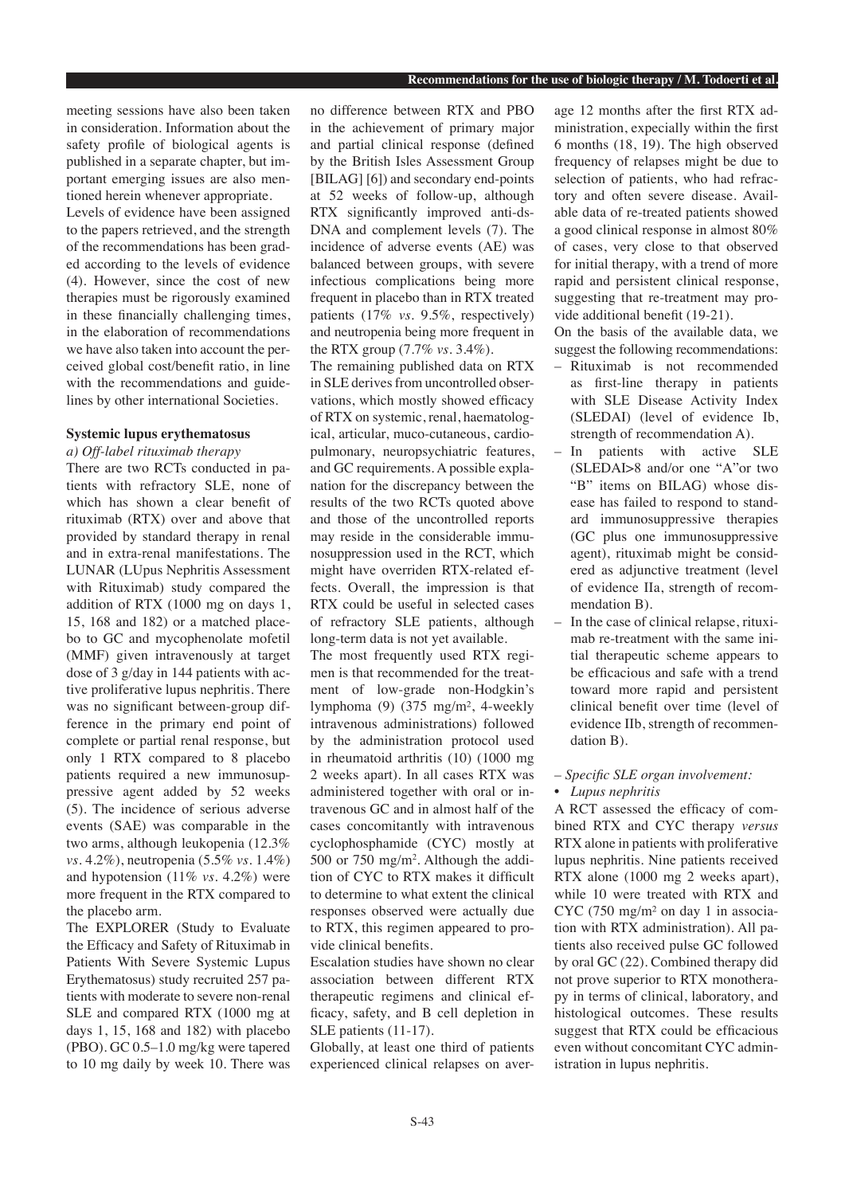meeting sessions have also been taken in consideration. Information about the safety profile of biological agents is published in a separate chapter, but important emerging issues are also mentioned herein whenever appropriate.

Levels of evidence have been assigned to the papers retrieved, and the strength of the recommendations has been graded according to the levels of evidence (4). However, since the cost of new therapies must be rigorously examined in these financially challenging times, in the elaboration of recommendations we have also taken into account the perceived global cost/benefit ratio, in line with the recommendations and guidelines by other international Societies.

## Systemic lupus erythematosus

*a) Off-label rituximab therapy*

There are two RCTs conducted in patients with refractory SLE, none of which has shown a clear benefit of rituximab (RTX) over and above that provided by standard therapy in renal and in extra-renal manifestations. The LUNAR (LUpus Nephritis Assessment with Rituximab) study compared the addition of RTX (1000 mg on days 1, 15, 168 and 182) or a matched placebo to GC and mycophenolate mofetil (MMF) given intravenously at target dose of 3 g/day in 144 patients with active proliferative lupus nephritis. There was no significant between-group difference in the primary end point of complete or partial renal response, but only 1 RTX compared to 8 placebo patients required a new immunosuppressive agent added by 52 weeks (5). The incidence of serious adverse events (SAE) was comparable in the two arms, although leukopenia (12.3% *vs*. 4.2%), neutropenia (5.5% *vs*. 1.4%) and hypotension (11% *vs*. 4.2%) were more frequent in the RTX compared to the placebo arm.

The EXPLORER (Study to Evaluate the Efficacy and Safety of Rituximab in Patients With Severe Systemic Lupus Erythematosus) study recruited 257 patients with moderate to severe non-renal SLE and compared RTX (1000 mg at days 1, 15, 168 and 182) with placebo (PBO). GC 0.5–1.0 mg/kg were tapered to 10 mg daily by week 10. There was no difference between RTX and PBO in the achievement of primary major and partial clinical response (defined by the British Isles Assessment Group [BILAG] [6]) and secondary end-points at 52 weeks of follow-up, although RTX significantly improved anti-dsDNA and complement levels (7). The incidence of adverse events (AE) was balanced between groups, with severe infectious complications being more frequent in placebo than in RTX treated patients (17% *vs*. 9.5%, respectively) and neutropenia being more frequent in the RTX group (7.7% *vs*. 3.4%).

The remaining published data on RTX in SLE derives from uncontrolled observations, which mostly showed efficacy of RTX on systemic, renal, haematological, articular, muco-cutaneous, cardiopulmonary, neuropsychiatric features, and GC requirements. A possible explanation for the discrepancy between the results of the two RCTs quoted above and those of the uncontrolled reports may reside in the considerable immunosuppression used in the RCT, which might have overriden RTX-related effects. Overall, the impression is that RTX could be useful in selected cases of refractory SLE patients, although long-term data is not yet available.

The most frequently used RTX regimen is that recommended for the treatment of low-grade non-Hodgkin's lymphoma (9) (375 mg/m², 4-weekly intravenous administrations) followed by the administration protocol used in rheumatoid arthritis (10) (1000 mg 2 weeks apart). In all cases RTX was administered together with oral or intravenous GC and in almost half of the cases concomitantly with intravenous cyclophosphamide (CYC) mostly at 500 or 750 mg/m². Although the addition of CYC to RTX makes it difficult to determine to what extent the clinical responses observed were actually due to RTX, this regimen appeared to provide clinical benefits.

Escalation studies have shown no clear association between different RTX therapeutic regimens and clinical efficacy, safety, and B cell depletion in SLE patients (11-17).

Globally, at least one third of patients experienced clinical relapses on average 12 months after the first RTX administration, expecially within the first 6 months (18, 19). The high observed frequency of relapses might be due to selection of patients, who had refractory and often severe disease. Available data of re-treated patients showed a good clinical response in almost 80% of cases, very close to that observed for initial therapy, with a trend of more rapid and persistent clinical response, suggesting that re-treatment may provide additional benefit (19-21).

On the basis of the available data, we suggest the following recommendations:

- Rituximab is not recommended as first-line therapy in patients with SLE Disease Activity Index (SLEDAI) (level of evidence Ib, strength of recommendation A).
- In patients with active SLE (SLEDAI>8 and/or one "A"or two "B" items on BILAG) whose disease has failed to respond to standard immunosuppressive therapies (GC plus one immunosuppressive agent), rituximab might be considered as adjunctive treatment (level of evidence IIa, strength of recommendation B).
- In the case of clinical relapse, rituximab re-treatment with the same initial therapeutic scheme appears to be efficacious and safe with a trend toward more rapid and persistent clinical benefit over time (level of evidence IIb, strength of recommendation B).

*– Specific SLE organ involvement:*

- *Lupus nephritis*

A RCT assessed the efficacy of combined RTX and CYC therapy *versus* RTX alone in patients with proliferative lupus nephritis. Nine patients received RTX alone (1000 mg 2 weeks apart), while 10 were treated with RTX and CYC (750 mg/m² on day 1 in association with RTX administration). All patients also received pulse GC followed by oral GC (22). Combined therapy did not prove superior to RTX monotherapy in terms of clinical, laboratory, and histological outcomes. These results suggest that RTX could be efficacious even without concomitant CYC administration in lupus nephritis.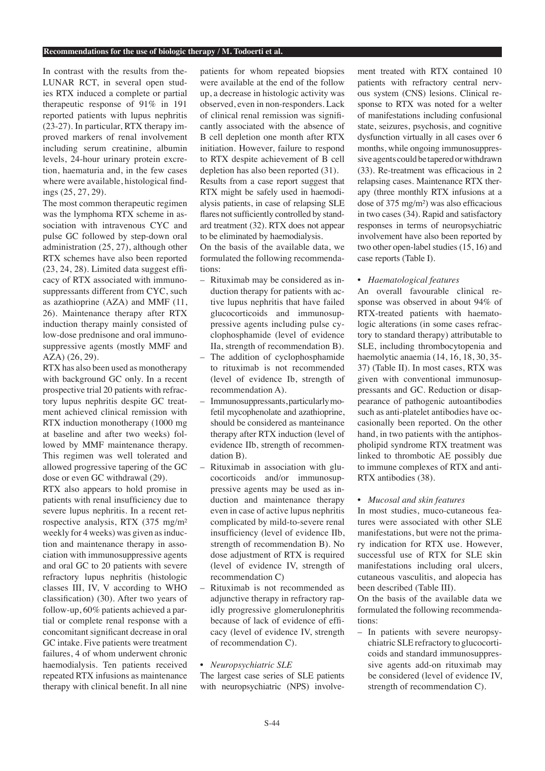In contrast with the results from the LUNAR RCT, in several open studies RTX induced a complete or partial therapeutic response of 91% in 191 reported patients with lupus nephritis (23-27). In particular, RTX therapy improved markers of renal involvement including serum creatinine, albumin levels, 24-hour urinary protein excretion, haematuria and, in the few cases where were available, histological findings (25, 27, 29).

The most common therapeutic regimen was the lymphoma RTX scheme in association with intravenous CYC and pulse GC followed by step-down oral administration (25, 27), although other RTX schemes have also been reported (23, 24, 28). Limited data suggest efficacy of RTX associated with immunosuppressants different from CYC, such as azathioprine (AZA) and MMF (11, 26). Maintenance therapy after RTX induction therapy mainly consisted of low-dose prednisone and oral immunosuppressive agents (mostly MMF and AZA) (26, 29).

RTX has also been used as monotherapy with background GC only. In a recent prospective trial 20 patients with refractory lupus nephritis despite GC treatment achieved clinical remission with RTX induction monotherapy (1000 mg at baseline and after two weeks) followed by MMF maintenance therapy. This regimen was well tolerated and allowed progressive tapering of the GC dose or even GC withdrawal (29).

RTX also appears to hold promise in patients with renal insufficiency due to severe lupus nephritis. In a recent retrospective analysis, RTX (375 mg/m$^2$ weekly for 4 weeks) was given as induction and maintenance therapy in association with immunosuppressive agents and oral GC to 20 patients with severe refractory lupus nephritis (histologic classes III, IV, V according to WHO classification) (30). After two years of follow-up, 60% patients achieved a partial or complete renal response with a concomitant significant decrease in oral GC intake. Five patients were treatment failures, 4 of whom underwent chronic haemodialysis. Ten patients received repeated RTX infusions as maintenance therapy with clinical benefit. In all nine patients for whom repeated biopsies were available at the end of the follow up, a decrease in histologic activity was observed, even in non-responders. Lack of clinical renal remission was significantly associated with the absence of B cell depletion one month after RTX initiation. However, failure to respond to RTX despite achievement of B cell depletion has also been reported (31).

Results from a case report suggest that RTX might be safely used in haemodialysis patients, in case of relapsing SLE flares not sufficiently controlled by standard treatment (32). RTX does not appear to be eliminated by haemodialysis.

On the basis of the available data, we formulated the following recommendations:

- Rituximab may be considered as induction therapy for patients with active lupus nephritis that have failed glucocorticoids and immunosuppressive agents including pulse cyclophosphamide (level of evidence IIa, strength of recommendation B).
- The addition of cyclophosphamide to rituximab is not recommended (level of evidence Ib, strength of recommendation A).
- Immunosuppressants, particularly mofetil mycophenolate and azathioprine, should be considered as manteinance therapy after RTX induction (level of evidence IIb, strength of recommendation B).
- Rituximab in association with glucocorticoids and/or immunosuppressive agents may be used as induction and maintenance therapy even in case of active lupus nephritis complicated by mild-to-severe renal insufficiency (level of evidence IIb, strength of recommendation B). No dose adjustment of RTX is required (level of evidence IV, strength of recommendation C)
- Rituximab is not recommended as adjunctive therapy in refractory rapidly progressive glomerulonephritis because of lack of evidence of efficacy (level of evidence IV, strength of recommendation C).

• *Neuropsychiatric SLE*

The largest case series of SLE patients with neuropsychiatric (NPS) involvement treated with RTX contained 10 patients with refractory central nervous system (CNS) lesions. Clinical response to RTX was noted for a welter of manifestations including confusional state, seizures, psychosis, and cognitive dysfunction virtually in all cases over 6 months, while ongoing immunosuppressive agents could be tapered or withdrawn (33). Re-treatment was efficacious in 2 relapsing cases. Maintenance RTX therapy (three monthly RTX infusions at a dose of 375 mg/m$^2$) was also efficacious in two cases (34). Rapid and satisfactory responses in terms of neuropsychiatric involvement have also been reported by two other open-label studies (15, 16) and case reports (Table I).

• *Haematological features*

An overall favourable clinical response was observed in about 94% of RTX-treated patients with haematologic alterations (in some cases refractory to standard therapy) attributable to SLE, including thrombocytopenia and haemolytic anaemia (14, 16, 18, 30, 35-37) (Table II). In most cases, RTX was given with conventional immunosuppressants and GC. Reduction or disappearance of pathogenic autoantibodies such as anti-platelet antibodies have occasionally been reported. On the other hand, in two patients with the antiphospholipid syndrome RTX treatment was linked to thrombotic AE possibly due to immune complexes of RTX and anti-RTX antibodies (38).

• *Mucosal and skin features*

In most studies, muco-cutaneous features were associated with other SLE manifestations, but were not the primary indication for RTX use. However, successful use of RTX for SLE skin manifestations including oral ulcers, cutaneous vasculitis, and alopecia has been described (Table III).

On the basis of the available data we formulated the following recommendations:

- In patients with severe neuropsychiatric SLE refractory to glucocorticoids and standard immunosuppressive agents add-on rituximab may be considered (level of evidence IV, strength of recommendation C).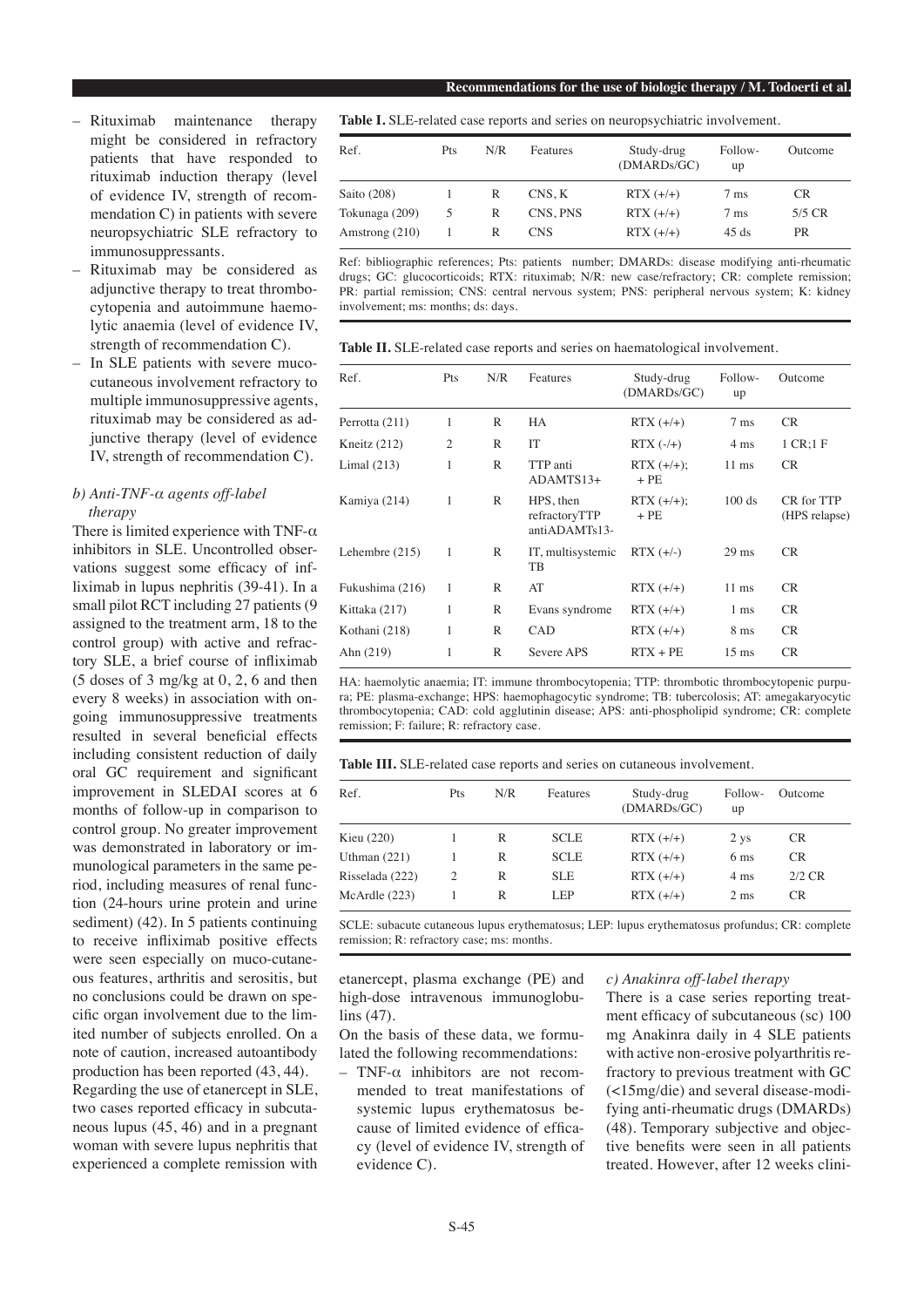- Rituximab maintenance therapy might be considered in refractory patients that have responded to rituximab induction therapy (level of evidence IV, strength of recommendation C) in patients with severe neuropsychiatric SLE refractory to immunosuppressants.
- Rituximab may be considered as adjunctive therapy to treat thrombocytopenia and autoimmune haemolytic anaemia (level of evidence IV, strength of recommendation C).
- In SLE patients with severe mucocutaneous involvement refractory to multiple immunosuppressive agents, rituximab may be considered as adjunctive therapy (level of evidence IV, strength of recommendation C).

*b) Anti-TNF-α agents off-label therapy*

There is limited experience with TNF-α inhibitors in SLE. Uncontrolled observations suggest some efficacy of infliximab in lupus nephritis (39-41). In a small pilot RCT including 27 patients (9 assigned to the treatment arm, 18 to the control group) with active and refractory SLE, a brief course of infliximab (5 doses of 3 mg/kg at 0, 2, 6 and then every 8 weeks) in association with ongoing immunosuppressive treatments resulted in several beneficial effects including consistent reduction of daily oral GC requirement and significant improvement in SLEDAI scores at 6 months of follow-up in comparison to control group. No greater improvement was demonstrated in laboratory or immunological parameters in the same period, including measures of renal function (24-hours urine protein and urine sediment) (42). In 5 patients continuing to receive infliximab positive effects were seen especially on muco-cutaneous features, arthritis and serositis, but no conclusions could be drawn on specific organ involvement due to the limited number of subjects enrolled. On a note of caution, increased autoantibody production has been reported (43, 44).

Regarding the use of etanercept in SLE, two cases reported efficacy in subcutaneous lupus (45, 46) and in a pregnant woman with severe lupus nephritis that experienced a complete remission with etanercept, plasma exchange (PE) and high-dose intravenous immunoglobulins (47).

On the basis of these data, we formulated the following recommendations:

- TNF-α inhibitors are not recommended to treat manifestations of systemic lupus erythematosus because of limited evidence of efficacy (level of evidence IV, strength of evidence C).

*c) Anakinra off-label therapy*

There is a case series reporting treatment efficacy of subcutaneous (sc) 100 mg Anakinra daily in 4 SLE patients with active non-erosive polyarthritis refractory to previous treatment with GC (<15mg/die) and several disease-modifying anti-rheumatic drugs (DMARDs) (48). Temporary subjective and objective benefits were seen in all patients treated. However, after 12 weeks clini-

**Table I.** SLE-related case reports and series on neuropsychiatric involvement.

| Ref. | Pts | N/R | Features | Study-drug (DMARDs/GC) | Follow-up | Outcome |
|---|---|---|---|---|---|---|
| Saito (208) | 1 | R | CNS, K | RTX (+/+) | 7 ms | CR |
| Tokunaga (209) | 5 | R | CNS, PNS | RTX (+/+) | 7 ms | 5/5 CR |
| Amstrong (210) | 1 | R | CNS | RTX (+/+) | 45 ds | PR |

Ref: bibliographic references; Pts: patients number; DMARDs: disease modifying anti-rheumatic drugs; GC: glucocorticoids; RTX: rituximab; N/R: new case/refractory; CR: complete remission; PR: partial remission; CNS: central nervous system; PNS: peripheral nervous system; K: kidney involvement; ms: months; ds: days.

**Table II.** SLE-related case reports and series on haematological involvement.

| Ref. | Pts | N/R | Features | Study-drug (DMARDs/GC) | Follow-up | Outcome |
|---|---|---|---|---|---|---|
| Perrotta (211) | 1 | R | HA | RTX (+/+) | 7 ms | CR |
| Kneitz (212) | 2 | R | IT | RTX (-/+) | 4 ms | 1 CR;1 F |
| Limal (213) | 1 | R | TTP anti ADAMTS13+ | RTX (+/+); + PE | 11 ms | CR |
| Kamiya (214) | 1 | R | HPS, then refractoryTTP antiADAMTs13- | RTX (+/+); + PE | 100 ds | CR for TTP (HPS relapse) |
| Lehembre (215) | 1 | R | IT, multisystemic TB | RTX (+/-) | 29 ms | CR |
| Fukushima (216) | 1 | R | AT | RTX (+/+) | 11 ms | CR |
| Kittaka (217) | 1 | R | Evans syndrome | RTX (+/+) | 1 ms | CR |
| Kothani (218) | 1 | R | CAD | RTX (+/+) | 8 ms | CR |
| Ahn (219) | 1 | R | Severe APS | RTX + PE | 15 ms | CR |

HA: haemolytic anaemia; IT: immune thrombocytopenia; TTP: thrombotic thrombocytopenic purpura; PE: plasma-exchange; HPS: haemophagocytic syndrome; TB: tubercolosis; AT: amegakaryocytic thrombocytopenia; CAD: cold agglutinin disease; APS: anti-phospholipid syndrome; CR: complete remission; F: failure; R: refractory case.

**Table III.** SLE-related case reports and series on cutaneous involvement.

| Ref. | Pts | N/R | Features | Study-drug (DMARDs/GC) | Follow-up | Outcome |
|---|---|---|---|---|---|---|
| Kieu (220) | 1 | R | SCLE | RTX (+/+) | 2 ys | CR |
| Uthman (221) | 1 | R | SCLE | RTX (+/+) | 6 ms | CR |
| Risselada (222) | 2 | R | SLE | RTX (+/+) | 4 ms | 2/2 CR |
| McArdle (223) | 1 | R | LEP | RTX (+/+) | 2 ms | CR |

SCLE: subacute cutaneous lupus erythematosus; LEP: lupus erythematosus profundus; CR: complete remission; R: refractory case; ms: months.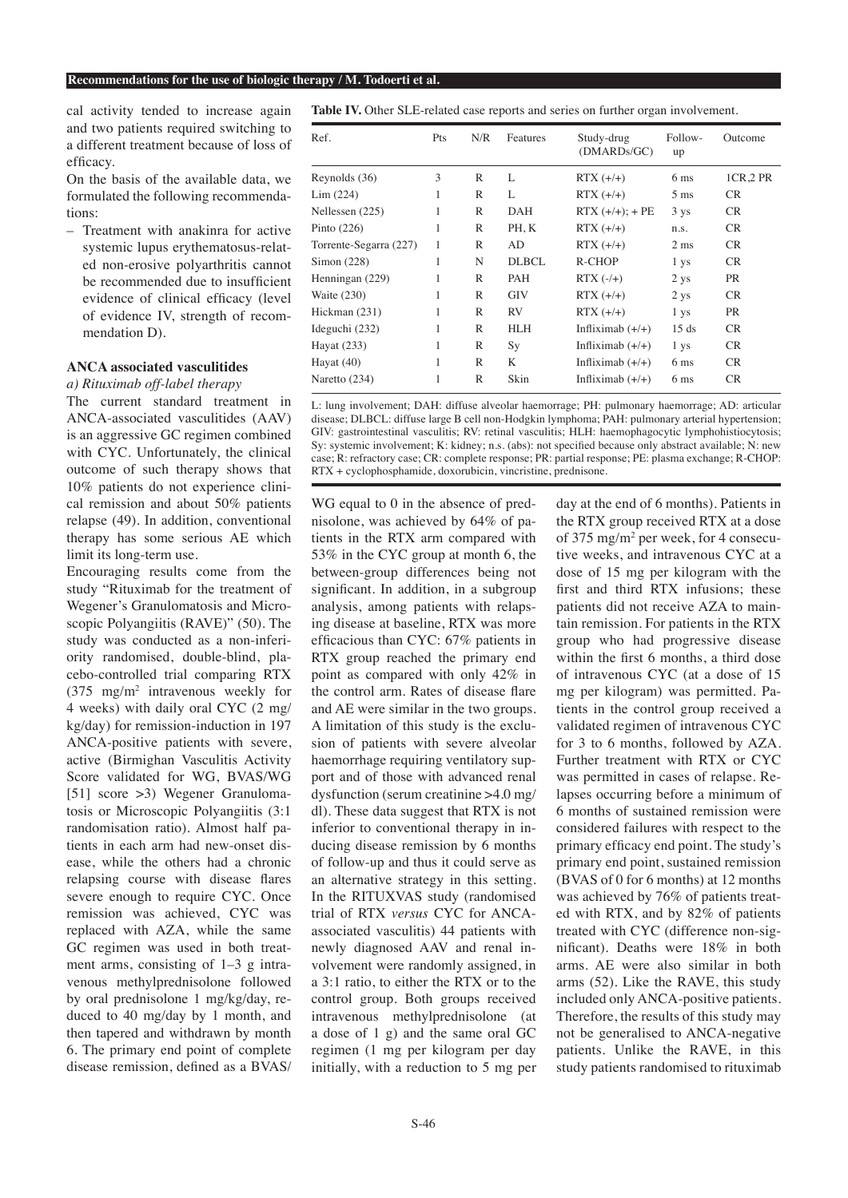cal activity tended to increase again and two patients required switching to a different treatment because of loss of efficacy.

On the basis of the available data, we formulated the following recommendations:

- Treatment with anakinra for active systemic lupus erythematosus-related non-erosive polyarthritis cannot be recommended due to insufficient evidence of clinical efficacy (level of evidence IV, strength of recommendation D).

**Table IV.** Other SLE-related case reports and series on further organ involvement.

| Ref. | Pts | N/R | Features | Study-drug (DMARDs/GC) | Follow-up | Outcome |
|---|---|---|---|---|---|---|
| Reynolds (36) | 3 | R | L | RTX (+/+) | 6 ms | 1CR,2 PR |
| Lim (224) | 1 | R | L | RTX (+/+) | 5 ms | CR |
| Nellessen (225) | 1 | R | DAH | RTX (+/+); + PE | 3 ys | CR |
| Pinto (226) | 1 | R | PH, K | RTX (+/+) | n.s. | CR |
| Torrente-Segarra (227) | 1 | R | AD | RTX (+/+) | 2 ms | CR |
| Simon (228) | 1 | N | DLBCL | R-CHOP | 1 ys | CR |
| Henningan (229) | 1 | R | PAH | RTX (-/+) | 2 ys | PR |
| Waite (230) | 1 | R | GIV | RTX (+/+) | 2 ys | CR |
| Hickman (231) | 1 | R | RV | RTX (+/+) | 1 ys | PR |
| Ideguchi (232) | 1 | R | HLH | Infliximab (+/+) | 15 ds | CR |
| Hayat (233) | 1 | R | Sy | Infliximab (+/+) | 1 ys | CR |
| Hayat (40) | 1 | R | K | Infliximab (+/+) | 6 ms | CR |
| Naretto (234) | 1 | R | Skin | Infliximab (+/+) | 6 ms | CR |

L: lung involvement; DAH: diffuse alveolar haemorrage; PH: pulmonary haemorrage; AD: articular disease; DLBCL: diffuse large B cell non-Hodgkin lymphoma; PAH: pulmonary arterial hypertension; GIV: gastrointestinal vasculitis; RV: retinal vasculitis; HLH: haemophagocytic lymphohistiocytosis; Sy: systemic involvement; K: kidney; n.s. (abs): not specified because only abstract available; N: new case; R: refractory case; CR: complete response; PR: partial response; PE: plasma exchange; R-CHOP: RTX + cyclophosphamide, doxorubicin, vincristine, prednisone.

### ANCA associated vasculitides

*a) Rituximab off-label therapy*

The current standard treatment in ANCA-associated vasculitides (AAV) is an aggressive GC regimen combined with CYC. Unfortunately, the clinical outcome of such therapy shows that 10% patients do not experience clinical remission and about 50% patients relapse (49). In addition, conventional therapy has some serious AE which limit its long-term use.

Encouraging results come from the study "Rituximab for the treatment of Wegener's Granulomatosis and Microscopic Polyangiitis (RAVE)" (50). The study was conducted as a non-inferiority randomised, double-blind, placebo-controlled trial comparing RTX (375 mg/m$^2$ intravenous weekly for 4 weeks) with daily oral CYC (2 mg/kg/day) for remission-induction in 197 ANCA-positive patients with severe, active (Birmighan Vasculitis Activity Score validated for WG, BVAS/WG [51] score >3) Wegener Granulomatosis or Microscopic Polyangiitis (3:1 randomisation ratio). Almost half patients in each arm had new-onset disease, while the others had a chronic relapsing course with disease flares severe enough to require CYC. Once remission was achieved, CYC was replaced with AZA, while the same GC regimen was used in both treatment arms, consisting of 1–3 g intravenous methylprednisolone followed by oral prednisolone 1 mg/kg/day, reduced to 40 mg/day by 1 month, and then tapered and withdrawn by month 6. The primary end point of complete disease remission, defined as a BVAS/WG equal to 0 in the absence of prednisolone, was achieved by 64% of patients in the RTX arm compared with 53% in the CYC group at month 6, the between-group differences being not significant. In addition, in a subgroup analysis, among patients with relapsing disease at baseline, RTX was more efficacious than CYC: 67% patients in RTX group reached the primary end point as compared with only 42% in the control arm. Rates of disease flare and AE were similar in the two groups. A limitation of this study is the exclusion of patients with severe alveolar haemorrhage requiring ventilatory support and of those with advanced renal dysfunction (serum creatinine >4.0 mg/dl). These data suggest that RTX is not inferior to conventional therapy in inducing disease remission by 6 months of follow-up and thus it could serve as an alternative strategy in this setting.

In the RITUXVAS study (randomised trial of RTX *versus* CYC for ANCA-associated vasculitis) 44 patients with newly diagnosed AAV and renal involvement were randomly assigned, in a 3:1 ratio, to either the RTX or to the control group. Both groups received intravenous methylprednisolone (at a dose of 1 g) and the same oral GC regimen (1 mg per kilogram per day initially, with a reduction to 5 mg per day at the end of 6 months). Patients in the RTX group received RTX at a dose of 375 mg/m$^2$ per week, for 4 consecutive weeks, and intravenous CYC at a dose of 15 mg per kilogram with the first and third RTX infusions; these patients did not receive AZA to maintain remission. For patients in the RTX group who had progressive disease within the first 6 months, a third dose of intravenous CYC (at a dose of 15 mg per kilogram) was permitted. Patients in the control group received a validated regimen of intravenous CYC for 3 to 6 months, followed by AZA. Further treatment with RTX or CYC was permitted in cases of relapse. Relapses occurring before a minimum of 6 months of sustained remission were considered failures with respect to the primary efficacy end point. The study's primary end point, sustained remission (BVAS of 0 for 6 months) at 12 months was achieved by 76% of patients treated with RTX, and by 82% of patients treated with CYC (difference non-significant). Deaths were 18% in both arms. AE were also similar in both arms (52). Like the RAVE, this study included only ANCA-positive patients. Therefore, the results of this study may not be generalised to ANCA-negative patients. Unlike the RAVE, in this study patients randomised to rituximab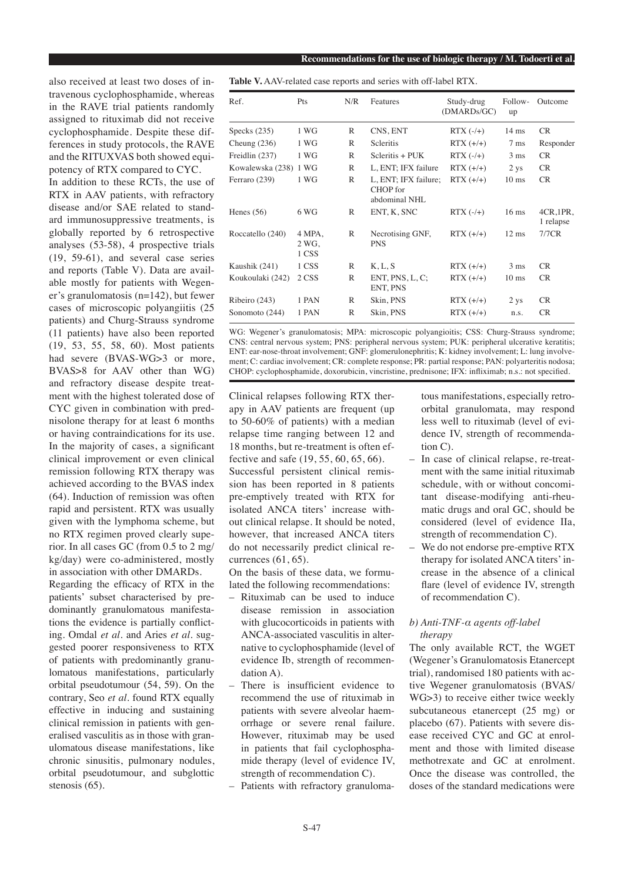also received at least two doses of intravenous cyclophosphamide, whereas in the RAVE trial patients randomly assigned to rituximab did not receive cyclophosphamide. Despite these differences in study protocols, the RAVE and the RITUXVAS both showed equipotency of RTX compared to CYC.

In addition to these RCTs, the use of RTX in AAV patients, with refractory disease and/or SAE related to standard immunosuppressive treatments, is globally reported by 6 retrospective analyses (53-58), 4 prospective trials (19, 59-61), and several case series and reports (Table V). Data are available mostly for patients with Wegener's granulomatosis (n=142), but fewer cases of microscopic polyangiitis (25 patients) and Churg-Strauss syndrome (11 patients) have also been reported (19, 53, 55, 58, 60). Most patients had severe (BVAS-WG>3 or more, BVAS>8 for AAV other than WG) and refractory disease despite treatment with the highest tolerated dose of CYC given in combination with prednisolone therapy for at least 6 months or having contraindications for its use. In the majority of cases, a significant clinical improvement or even clinical remission following RTX therapy was achieved according to the BVAS index (64). Induction of remission was often rapid and persistent. RTX was usually given with the lymphoma scheme, but no RTX regimen proved clearly superior. In all cases GC (from 0.5 to 2 mg/kg/day) were co-administered, mostly in association with other DMARDs.

Regarding the efficacy of RTX in the patients' subset characterised by predominantly granulomatous manifestations the evidence is partially conflicting. Omdal *et al.* and Aries *et al.* suggested poorer responsiveness to RTX of patients with predominantly granulomatous manifestations, particularly orbital pseudotumour (54, 59). On the contrary, Seo *et al.* found RTX equally effective in inducing and sustaining clinical remission in patients with generalised vasculitis as in those with granulomatous disease manifestations, like chronic sinusitis, pulmonary nodules, orbital pseudotumour, and subglottic stenosis (65).

**Table V.** AAV-related case reports and series with off-label RTX.

| Ref. | Pts | N/R | Features | Study-drug (DMARDs/GC) | Follow-up | Outcome |
|---|---|---|---|---|---|---|
| Specks (235) | 1 WG | R | CNS, ENT | RTX (-/+) | 14 ms | CR |
| Cheung (236) | 1 WG | R | Scleritis | RTX (+/+) | 7 ms | Responder |
| Freidlin (237) | 1 WG | R | Scleritis + PUK | RTX (-/+) | 3 ms | CR |
| Kowalewska (238) | 1 WG | R | L, ENT; IFX failure | RTX (+/+) | 2 ys | CR |
| Ferraro (239) | 1 WG | R | L, ENT; IFX failure; CHOP for abdominal NHL | RTX (+/+) | 10 ms | CR |
| Henes (56) | 6 WG | R | ENT, K, SNC | RTX (-/+) | 16 ms | 4CR,1PR, 1 relapse |
| Roccatello (240) | 4 MPA, 2 WG, 1 CSS | R | Necrotising GNF, PNS | RTX (+/+) | 12 ms | 7/7CR |
| Kaushik (241) | 1 CSS | R | K, L, S | RTX (+/+) | 3 ms | CR |
| Koukoulaki (242) | 2 CSS | R | ENT, PNS, L, C; ENT, PNS | RTX (+/+) | 10 ms | CR |
| Ribeiro (243) | 1 PAN | R | Skin, PNS | RTX (+/+) | 2 ys | CR |
| Sonomoto (244) | 1 PAN | R | Skin, PNS | RTX (+/+) | n.s. | CR |

WG: Wegener's granulomatosis; MPA: microscopic polyangioitis; CSS: Churg-Strauss syndrome; CNS: central nervous system; PNS: peripheral nervous system; PUK: peripheral ulcerative keratitis; ENT: ear-nose-throat involvement; GNF: glomerulonephritis; K: kidney involvement; L: lung involvement; C: cardiac involvement; CR: complete response; PR: partial response; PAN: polyarteritis nodosa; CHOP: cyclophosphamide, doxorubicin, vincristine, prednisone; IFX: infliximab; n.s.: not specified.

Clinical relapses following RTX therapy in AAV patients are frequent (up to 50-60% of patients) with a median relapse time ranging between 12 and 18 months, but re-treatment is often effective and safe (19, 55, 60, 65, 66).

Successful persistent clinical remission has been reported in 8 patients pre-emptively treated with RTX for isolated ANCA titers' increase without clinical relapse. It should be noted, however, that increased ANCA titers do not necessarily predict clinical recurrences (61, 65).

On the basis of these data, we formulated the following recommendations:

- Rituximab can be used to induce disease remission in association with glucocorticoids in patients with ANCA-associated vasculitis in alternative to cyclophosphamide (level of evidence Ib, strength of recommendation A).
- There is insufficient evidence to recommend the use of rituximab in patients with severe alveolar haemorrhage or severe renal failure. However, rituximab may be used in patients that fail cyclophosphamide therapy (level of evidence IV, strength of recommendation C).
- Patients with refractory granulomatous manifestations, especially retro-orbital granulomata, may respond less well to rituximab (level of evidence IV, strength of recommendation C).
- In case of clinical relapse, re-treatment with the same initial rituximab schedule, with or without concomitant disease-modifying anti-rheumatic drugs and oral GC, should be considered (level of evidence IIa, strength of recommendation C).
- We do not endorse pre-emptive RTX therapy for isolated ANCA titers' increase in the absence of a clinical flare (level of evidence IV, strength of recommendation C).

### *b) Anti-TNF-α agents off-label therapy*

The only available RCT, the WGET (Wegener's Granulomatosis Etanercept trial), randomised 180 patients with active Wegener granulomatosis (BVAS/WG>3) to receive either twice weekly subcutaneous etanercept (25 mg) or placebo (67). Patients with severe disease received CYC and GC at enrolment and those with limited disease methotrexate and GC at enrolment. Once the disease was controlled, the doses of the standard medications were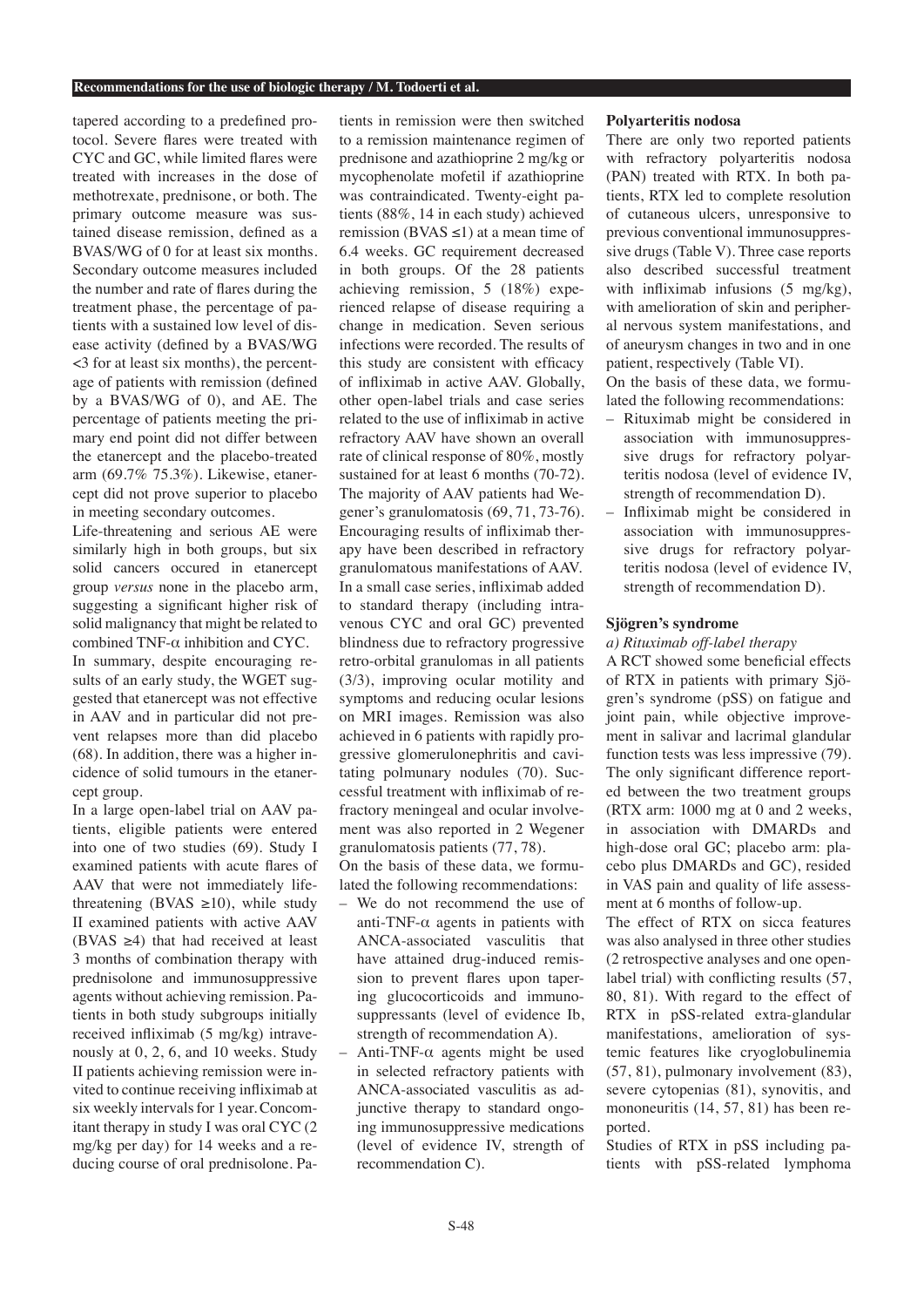tapered according to a predefined protocol. Severe flares were treated with CYC and GC, while limited flares were treated with increases in the dose of methotrexate, prednisone, or both. The primary outcome measure was sustained disease remission, defined as a BVAS/WG of 0 for at least six months. Secondary outcome measures included the number and rate of flares during the treatment phase, the percentage of patients with a sustained low level of disease activity (defined by a BVAS/WG <3 for at least six months), the percentage of patients with remission (defined by a BVAS/WG of 0), and AE. The percentage of patients meeting the primary end point did not differ between the etanercept and the placebo-treated arm (69.7% 75.3%). Likewise, etanercept did not prove superior to placebo in meeting secondary outcomes.

Life-threatening and serious AE were similarly high in both groups, but six solid cancers occured in etanercept group *versus* none in the placebo arm, suggesting a significant higher risk of solid malignancy that might be related to combined TNF-α inhibition and CYC.

In summary, despite encouraging results of an early study, the WGET suggested that etanercept was not effective in AAV and in particular did not prevent relapses more than did placebo (68). In addition, there was a higher incidence of solid tumours in the etanercept group.

In a large open-label trial on AAV patients, eligible patients were entered into one of two studies (69). Study I examined patients with acute flares of AAV that were not immediately life-threatening (BVAS ≥10), while study II examined patients with active AAV (BVAS ≥4) that had received at least 3 months of combination therapy with prednisolone and immunosuppressive agents without achieving remission. Patients in both study subgroups initially received infliximab (5 mg/kg) intravenously at 0, 2, 6, and 10 weeks. Study II patients achieving remission were invited to continue receiving infliximab at six weekly intervals for 1 year. Concomitant therapy in study I was oral CYC (2 mg/kg per day) for 14 weeks and a reducing course of oral prednisolone. Patients in remission were then switched to a remission maintenance regimen of prednisone and azathioprine 2 mg/kg or mycophenolate mofetil if azathioprine was contraindicated. Twenty-eight patients (88%, 14 in each study) achieved remission (BVAS ≤1) at a mean time of 6.4 weeks. GC requirement decreased in both groups. Of the 28 patients achieving remission, 5 (18%) experienced relapse of disease requiring a change in medication. Seven serious infections were recorded. The results of this study are consistent with efficacy of infliximab in active AAV. Globally, other open-label trials and case series related to the use of infliximab in active refractory AAV have shown an overall rate of clinical response of 80%, mostly sustained for at least 6 months (70-72). The majority of AAV patients had Wegener's granulomatosis (69, 71, 73-76). Encouraging results of infliximab therapy have been described in refractory granulomatous manifestations of AAV. In a small case series, infliximab added to standard therapy (including intravenous CYC and oral GC) prevented blindness due to refractory progressive retro-orbital granulomas in all patients (3/3), improving ocular motility and symptoms and reducing ocular lesions on MRI images. Remission was also achieved in 6 patients with rapidly progressive glomerulonephritis and cavitating polmunary nodules (70). Successful treatment with infliximab of refractory meningeal and ocular involvement was also reported in 2 Wegener granulomatosis patients (77, 78).

On the basis of these data, we formulated the following recommendations:

- We do not recommend the use of anti-TNF-α agents in patients with ANCA-associated vasculitis that have attained drug-induced remission to prevent flares upon tapering glucocorticoids and immunosuppressants (level of evidence Ib, strength of recommendation A).
- Anti-TNF-α agents might be used in selected refractory patients with ANCA-associated vasculitis as adjunctive therapy to standard ongoing immunosuppressive medications (level of evidence IV, strength of recommendation C).

**Polyarteritis nodosa**

There are only two reported patients with refractory polyarteritis nodosa (PAN) treated with RTX. In both patients, RTX led to complete resolution of cutaneous ulcers, unresponsive to previous conventional immunosuppressive drugs (Table V). Three case reports also described successful treatment with infliximab infusions (5 mg/kg), with amelioration of skin and peripheral nervous system manifestations, and of aneurysm changes in two and in one patient, respectively (Table VI).

On the basis of these data, we formulated the following recommendations:

- Rituximab might be considered in association with immunosuppressive drugs for refractory polyarteritis nodosa (level of evidence IV, strength of recommendation D).
- Infliximab might be considered in association with immunosuppressive drugs for refractory polyarteritis nodosa (level of evidence IV, strength of recommendation D).

**Sjögren's syndrome**

*a) Rituximab off-label therapy*

A RCT showed some beneficial effects of RTX in patients with primary Sjögren's syndrome (pSS) on fatigue and joint pain, while objective improvement in salivar and lacrimal glandular function tests was less impressive (79). The only significant difference reported between the two treatment groups (RTX arm: 1000 mg at 0 and 2 weeks, in association with DMARDs and high-dose oral GC; placebo arm: placebo plus DMARDs and GC), resided in VAS pain and quality of life assessment at 6 months of follow-up.

The effect of RTX on sicca features was also analysed in three other studies (2 retrospective analyses and one open-label trial) with conflicting results (57, 80, 81). With regard to the effect of RTX in pSS-related extra-glandular manifestations, amelioration of systemic features like cryoglobulinemia (57, 81), pulmonary involvement (83), severe cytopenias (81), synovitis, and mononeuritis (14, 57, 81) has been reported.

Studies of RTX in pSS including patients with pSS-related lymphoma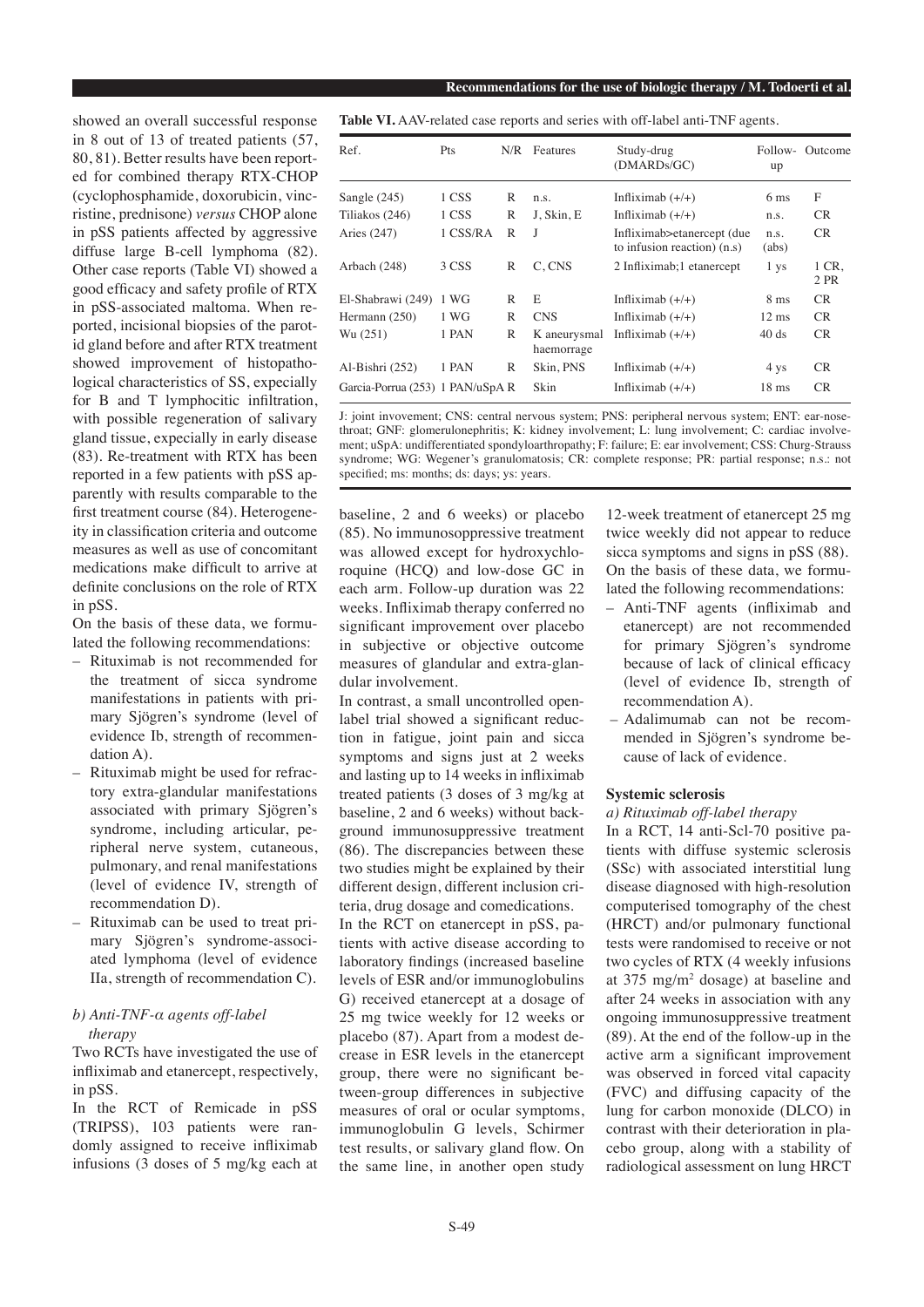showed an overall successful response in 8 out of 13 of treated patients (57, 80, 81). Better results have been reported for combined therapy RTX-CHOP (cyclophosphamide, doxorubicin, vincristine, prednisone) *versus* CHOP alone in pSS patients affected by aggressive diffuse large B-cell lymphoma (82). Other case reports (Table VI) showed a good efficacy and safety profile of RTX in pSS-associated maltoma. When reported, incisional biopsies of the parotid gland before and after RTX treatment showed improvement of histopathological characteristics of SS, expecially for B and T lymphocitic infiltration, with possible regeneration of salivary gland tissue, expecially in early disease (83). Re-treatment with RTX has been reported in a few patients with pSS apparently with results comparable to the first treatment course (84). Heterogeneity in classification criteria and outcome measures as well as use of concomitant medications make difficult to arrive at definite conclusions on the role of RTX in pSS.

On the basis of these data, we formulated the following recommendations:

- Rituximab is not recommended for the treatment of sicca syndrome manifestations in patients with primary Sjögren's syndrome (level of evidence Ib, strength of recommendation A).
- Rituximab might be used for refractory extra-glandular manifestations associated with primary Sjögren's syndrome, including articular, peripheral nerve system, cutaneous, pulmonary, and renal manifestations (level of evidence IV, strength of recommendation D).
- Rituximab can be used to treat primary Sjögren's syndrome-associated lymphoma (level of evidence IIa, strength of recommendation C).

*b) Anti-TNF-α agents off-label therapy*

Two RCTs have investigated the use of infliximab and etanercept, respectively, in pSS.

In the RCT of Remicade in pSS (TRIPSS), 103 patients were randomly assigned to receive infliximab infusions (3 doses of 5 mg/kg each at baseline, 2 and 6 weeks) or placebo (85). No immunosoppressive treatment was allowed except for hydroxychloroquine (HCQ) and low-dose GC in each arm. Follow-up duration was 22 weeks. Infliximab therapy conferred no significant improvement over placebo in subjective or objective outcome measures of glandular and extra-glandular involvement.

In contrast, a small uncontrolled open-label trial showed a significant reduction in fatigue, joint pain and sicca symptoms and signs just at 2 weeks and lasting up to 14 weeks in infliximab treated patients (3 doses of 3 mg/kg at baseline, 2 and 6 weeks) without background immunosuppressive treatment (86). The discrepancies between these two studies might be explained by their different design, different inclusion criteria, drug dosage and comedications.

In the RCT on etanercept in pSS, patients with active disease according to laboratory findings (increased baseline levels of ESR and/or immunoglobulins G) received etanercept at a dosage of 25 mg twice weekly for 12 weeks or placebo (87). Apart from a modest decrease in ESR levels in the etanercept group, there were no significant between-group differences in subjective measures of oral or ocular symptoms, immunoglobulin G levels, Schirmer test results, or salivary gland flow. On the same line, in another open study 12-week treatment of etanercept 25 mg twice weekly did not appear to reduce sicca symptoms and signs in pSS (88).

On the basis of these data, we formulated the following recommendations:

- Anti-TNF agents (infliximab and etanercept) are not recommended for primary Sjögren's syndrome because of lack of clinical efficacy (level of evidence Ib, strength of recommendation A).
- Adalimumab can not be recommended in Sjögren's syndrome because of lack of evidence.

**Table VI.** AAV-related case reports and series with off-label anti-TNF agents.

| Ref. | Pts | N/R | Features | Study-drug (DMARDs/GC) | Follow-up | Outcome |
|---|---|---|---|---|---|---|
| Sangle (245) | 1 CSS | R | n.s. | Infliximab (+/+) | 6 ms | F |
| Tiliakos (246) | 1 CSS | R | J, Skin, E | Infliximab (+/+) | n.s. | CR |
| Aries (247) | 1 CSS/RA | R | J | Infliximab>etanercept (due to infusion reaction) (n.s) | n.s. (abs) | CR |
| Arbach (248) | 3 CSS | R | C, CNS | 2 Infliximab;1 etanercept | 1 ys | 1 CR, 2 PR |
| El-Shabrawi (249) | 1 WG | R | E | Infliximab (+/+) | 8 ms | CR |
| Hermann (250) | 1 WG | R | CNS | Infliximab (+/+) | 12 ms | CR |
| Wu (251) | 1 PAN | R | K aneurysmal haemorrage | Infliximab (+/+) | 40 ds | CR |
| Al-Bishri (252) | 1 PAN | R | Skin, PNS | Infliximab (+/+) | 4 ys | CR |
| Garcia-Porrua (253) | 1 PAN/uSpA | R | Skin | Infliximab (+/+) | 18 ms | CR |

J: joint invovement; CNS: central nervous system; PNS: peripheral nervous system; ENT: ear-nose-throat; GNF: glomerulonephritis; K: kidney involvement; L: lung involvement; C: cardiac involvement; uSpA: undifferentiated spondyloarthropathy; F: failure; E: ear involvement; CSS: Churg-Strauss syndrome; WG: Wegener's granulomatosis; CR: complete response; PR: partial response; n.s.: not specified; ms: months; ds: days; ys: years.

### Systemic sclerosis

*a) Rituximab off-label therapy*

In a RCT, 14 anti-Scl-70 positive patients with diffuse systemic sclerosis (SSc) with associated interstitial lung disease diagnosed with high-resolution computerised tomography of the chest (HRCT) and/or pulmonary functional tests were randomised to receive or not two cycles of RTX (4 weekly infusions at 375 mg/m$^2$ dosage) at baseline and after 24 weeks in association with any ongoing immunosuppressive treatment (89). At the end of the follow-up in the active arm a significant improvement was observed in forced vital capacity (FVC) and diffusing capacity of the lung for carbon monoxide (DLCO) in contrast with their deterioration in placebo group, along with a stability of radiological assessment on lung HRCT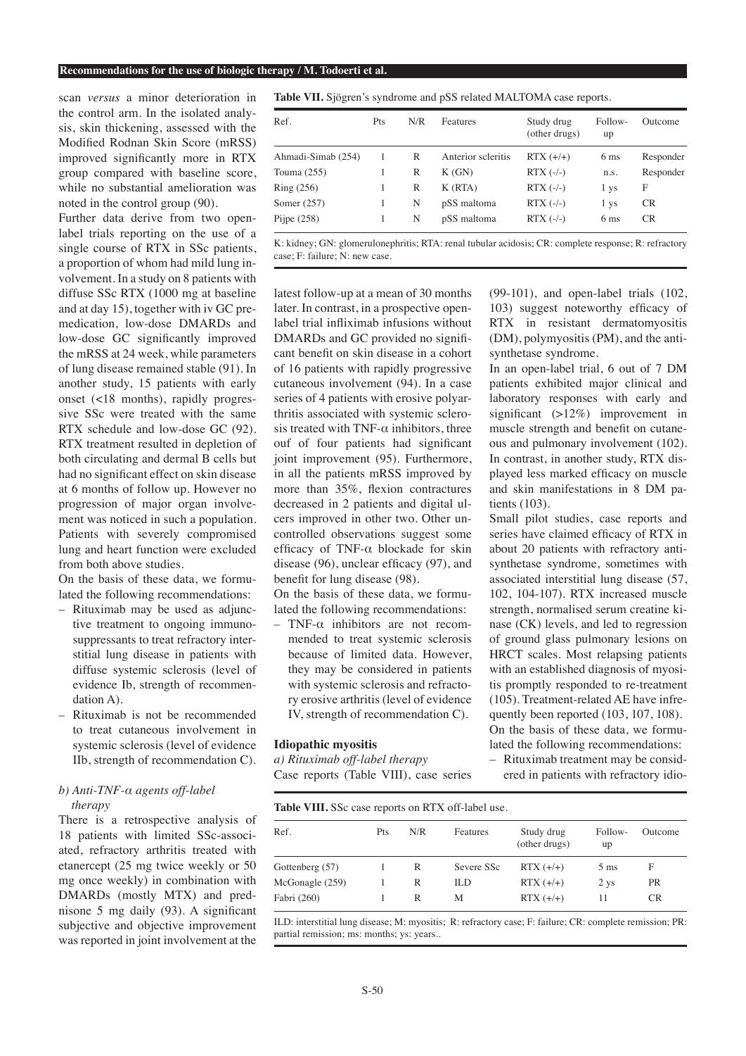scan *versus* a minor deterioration in the control arm. In the isolated analysis, skin thickening, assessed with the Modified Rodnan Skin Score (mRSS) improved significantly more in RTX group compared with baseline score, while no substantial amelioration was noted in the control group (90).

Further data derive from two open-label trials reporting on the use of a single course of RTX in SSc patients, a proportion of whom had mild lung involvement. In a study on 8 patients with diffuse SSc RTX (1000 mg at baseline and at day 15), together with iv GC pre-medication, low-dose DMARDs and low-dose GC significantly improved the mRSS at 24 week, while parameters of lung disease remained stable (91). In another study, 15 patients with early onset (<18 months), rapidly progressive SSc were treated with the same RTX schedule and low-dose GC (92). RTX treatment resulted in depletion of both circulating and dermal B cells but had no significant effect on skin disease at 6 months of follow up. However no progression of major organ involvement was noticed in such a population. Patients with severely compromised lung and heart function were excluded from both above studies.

On the basis of these data, we formulated the following recommendations:

- Rituximab may be used as adjunctive treatment to ongoing immunosuppressants to treat refractory interstitial lung disease in patients with diffuse systemic sclerosis (level of evidence Ib, strength of recommendation A).
- Rituximab is not be recommended to treat cutaneous involvement in systemic sclerosis (level of evidence IIb, strength of recommendation C).

*b) Anti-TNF-α agents off-label therapy*

There is a retrospective analysis of 18 patients with limited SSc-associated, refractory arthritis treated with etanercept (25 mg twice weekly or 50 mg once weekly) in combination with DMARDs (mostly MTX) and prednisone 5 mg daily (93). A significant subjective and objective improvement was reported in joint involvement at the latest follow-up at a mean of 30 months later. In contrast, in a prospective open-label trial infliximab infusions without DMARDs and GC provided no significant benefit on skin disease in a cohort of 16 patients with rapidly progressive cutaneous involvement (94). In a case series of 4 patients with erosive polyarthritis associated with systemic sclerosis treated with TNF-α inhibitors, three ouf of four patients had significant joint improvement (95). Furthermore, in all the patients mRSS improved by more than 35%, flexion contractures decreased in 2 patients and digital ulcers improved in other two. Other uncontrolled observations suggest some efficacy of TNF-α blockade for skin disease (96), unclear efficacy (97), and benefit for lung disease (98).

On the basis of these data, we formulated the following recommendations:

- TNF-α inhibitors are not recommended to treat systemic sclerosis because of limited data. However, they may be considered in patients with systemic sclerosis and refractory erosive arthritis (level of evidence IV, strength of recommendation C).

**Idiopathic myositis**

*a) Rituximab off-label therapy*

Case reports (Table VIII), case series (99-101), and open-label trials (102, 103) suggest noteworthy efficacy of RTX in resistant dermatomyositis (DM), polymyositis (PM), and the anti-synthetase syndrome.

In an open-label trial, 6 out of 7 DM patients exhibited major clinical and laboratory responses with early and significant (>12%) improvement in muscle strength and benefit on cutaneous and pulmonary involvement (102). In contrast, in another study, RTX displayed less marked efficacy on muscle and skin manifestations in 8 DM patients (103).

Small pilot studies, case reports and series have claimed efficacy of RTX in about 20 patients with refractory anti-synthetase syndrome, sometimes with associated interstitial lung disease (57, 102, 104-107). RTX increased muscle strength, normalised serum creatine kinase (CK) levels, and led to regression of ground glass pulmonary lesions on HRCT scales. Most relapsing patients with an established diagnosis of myositis promptly responded to re-treatment (105). Treatment-related AE have infrequently been reported (103, 107, 108).

On the basis of these data, we formulated the following recommendations:

- Rituximab treatment may be considered in patients with refractory idio-

**Table VII.** Sjögren's syndrome and pSS related MALTOMA case reports.

| Ref. | Pts | N/R | Features | Study drug (other drugs) | Follow-up | Outcome |
|---|---|---|---|---|---|---|
| Ahmadi-Simab (254) | 1 | R | Anterior scleritis | RTX (+/+) | 6 ms | Responder |
| Touma (255) | 1 | R | K (GN) | RTX (-/-) | n.s. | Responder |
| Ring (256) | 1 | R | K (RTA) | RTX (-/-) | 1 ys | F |
| Somer (257) | 1 | N | pSS maltoma | RTX (-/-) | 1 ys | CR |
| Pijpe (258) | 1 | N | pSS maltoma | RTX (-/-) | 6 ms | CR |

K: kidney; GN: glomerulonephritis; RTA: renal tubular acidosis; CR: complete response; R: refractory case; F: failure; N: new case.

**Table VIII.** SSc case reports on RTX off-label use.

| Ref. | Pts | N/R | Features | Study drug (other drugs) | Follow-up | Outcome |
|---|---|---|---|---|---|---|
| Gottenberg (57) | 1 | R | Severe SSc | RTX (+/+) | 5 ms | F |
| McGonagle (259) | 1 | R | ILD | RTX (+/+) | 2 ys | PR |
| Fabri (260) | 1 | R | M | RTX (+/+) | 11 | CR |

ILD: interstitial lung disease; M: myositis; R: refractory case; F: failure; CR: complete remission; PR: partial remission; ms: months; ys: years..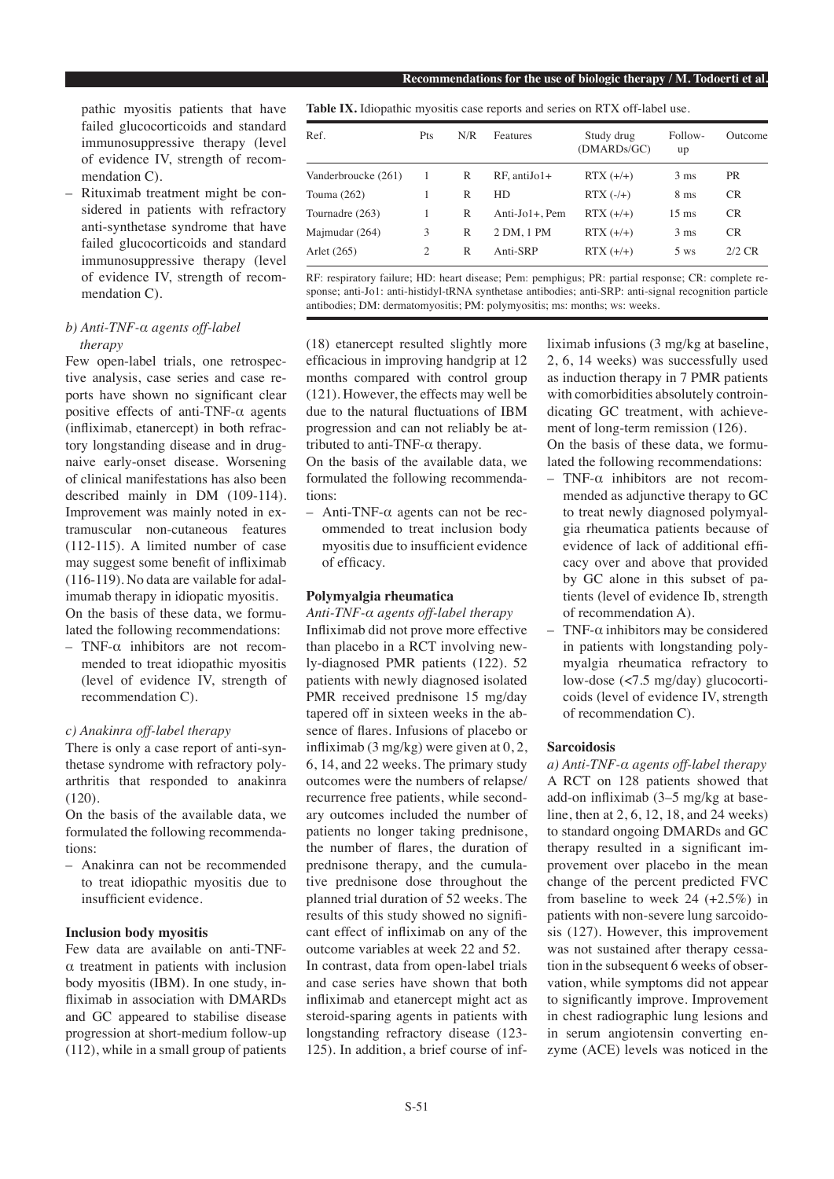pathic myositis patients that have failed glucocorticoids and standard immunosuppressive therapy (level of evidence IV, strength of recommendation C).
- Rituximab treatment might be considered in patients with refractory anti-synthetase syndrome that have failed glucocorticoids and standard immunosuppressive therapy (level of evidence IV, strength of recommendation C).

*b) Anti-TNF-α agents off-label therapy*

Few open-label trials, one retrospective analysis, case series and case reports have shown no significant clear positive effects of anti-TNF-α agents (infliximab, etanercept) in both refractory longstanding disease and in drug-naive early-onset disease. Worsening of clinical manifestations has also been described mainly in DM (109-114). Improvement was mainly noted in extramuscular non-cutaneous features (112-115). A limited number of case may suggest some benefit of infliximab (116-119). No data are vailable for adalimumab therapy in idiopathic myositis.

On the basis of these data, we formulated the following recommendations:
- TNF-α inhibitors are not recommended to treat idiopathic myositis (level of evidence IV, strength of recommendation C).

*c) Anakinra off-label therapy*

There is only a case report of anti-synthetase syndrome with refractory polyarthritis that responded to anakinra (120).

On the basis of the available data, we formulated the following recommendations:
- Anakinra can not be recommended to treat idiopathic myositis due to insufficient evidence.

**Table IX.** Idiopathic myositis case reports and series on RTX off-label use.

| Ref. | Pts | N/R | Features | Study drug (DMARDs/GC) | Follow-up | Outcome |
|---|---|---|---|---|---|---|
| Vanderbroucke (261) | 1 | R | RF, antiJo1+ | RTX (+/+) | 3 ms | PR |
| Touma (262) | 1 | R | HD | RTX (-/+) | 8 ms | CR |
| Tournadre (263) | 1 | R | Anti-Jo1+, Pem | RTX (+/+) | 15 ms | CR |
| Majmudar (264) | 3 | R | 2 DM, 1 PM | RTX (+/+) | 3 ms | CR |
| Arlet (265) | 2 | R | Anti-SRP | RTX (+/+) | 5 ws | 2/2 CR |

RF: respiratory failure; HD: heart disease; Pem: pemphigus; PR: partial response; CR: complete response; anti-Jo1: anti-histidyl-tRNA synthetase antibodies; anti-SRP: anti-signal recognition particle antibodies; DM: dermatomyositis; PM: polymyositis; ms: months; ws: weeks.

## Inclusion body myositis

Few data are available on anti-TNF-α treatment in patients with inclusion body myositis (IBM). In one study, infliximab in association with DMARDs and GC appeared to stabilise disease progression at short-medium follow-up (112), while in a small group of patients (18) etanercept resulted slightly more efficacious in improving handgrip at 12 months compared with control group (121). However, the effects may well be due to the natural fluctuations of IBM progression and can not reliably be attributed to anti-TNF-α therapy.

On the basis of the available data, we formulated the following recommendations:
- Anti-TNF-α agents can not be recommended to treat inclusion body myositis due to insufficient evidence of efficacy.

## Polymyalgia rheumatica

*Anti-TNF-α agents off-label therapy*

Infliximab did not prove more effective than placebo in a RCT involving newly-diagnosed PMR patients (122). 52 patients with newly diagnosed isolated PMR received prednisone 15 mg/day tapered off in sixteen weeks in the absence of flares. Infusions of placebo or infliximab (3 mg/kg) were given at 0, 2, 6, 14, and 22 weeks. The primary study outcomes were the numbers of relapse/recurrence free patients, while secondary outcomes included the number of patients no longer taking prednisone, the number of flares, the duration of prednisone therapy, and the cumulative prednisone dose throughout the planned trial duration of 52 weeks. The results of this study showed no significant effect of infliximab on any of the outcome variables at week 22 and 52.

In contrast, data from open-label trials and case series have shown that both infliximab and etanercept might act as steroid-sparing agents in patients with longstanding refractory disease (123-125). In addition, a brief course of infliximab infusions (3 mg/kg at baseline, 2, 6, 14 weeks) was successfully used as induction therapy in 7 PMR patients with comorbidities absolutely controindicating GC treatment, with achievement of long-term remission (126).

On the basis of these data, we formulated the following recommendations:
- TNF-α inhibitors are not recommended as adjunctive therapy to GC to treat newly diagnosed polymyalgia rheumatica patients because of evidence of lack of additional efficacy over and above that provided by GC alone in this subset of patients (level of evidence Ib, strength of recommendation A).
- TNF-α inhibitors may be considered in patients with longstanding polymyalgia rheumatica refractory to low-dose (<7.5 mg/day) glucocorticoids (level of evidence IV, strength of recommendation C).

## Sarcoidosis

*a) Anti-TNF-α agents off-label therapy*

A RCT on 128 patients showed that add-on infliximab (3–5 mg/kg at baseline, then at 2, 6, 12, 18, and 24 weeks) to standard ongoing DMARDs and GC therapy resulted in a significant improvement over placebo in the mean change of the percent predicted FVC from baseline to week 24 (+2.5%) in patients with non-severe lung sarcoidosis (127). However, this improvement was not sustained after therapy cessation in the subsequent 6 weeks of observation, while symptoms did not appear to significantly improve. Improvement in chest radiographic lung lesions and in serum angiotensin converting enzyme (ACE) levels was noticed in the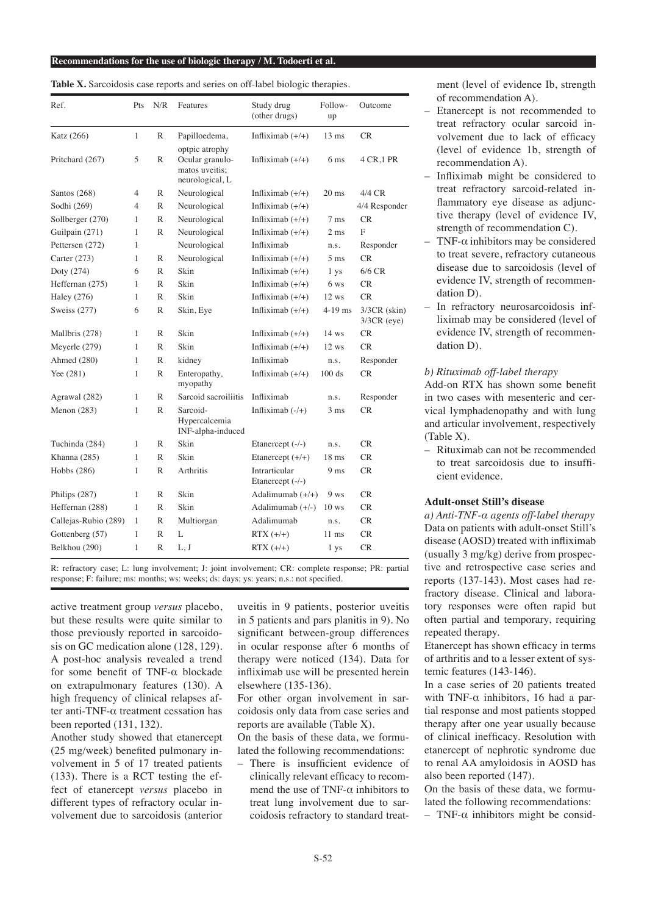**Table X.** Sarcoidosis case reports and series on off-label biologic therapies.

| Ref. | Pts | N/R | Features | Study drug (other drugs) | Follow-up | Outcome |
|---|---|---|---|---|---|---|
| Katz (266) | 1 | R | Papilloedema, optpic atrophy | Infliximab (+/+) | 13 ms | CR |
| Pritchard (267) | 5 | R | Ocular granulomatos uveitis; neurological, L | Infliximab (+/+) | 6 ms | 4 CR,1 PR |
| Santos (268) | 4 | R | Neurological | Infliximab (+/+) | 20 ms | 4/4 CR |
| Sodhi (269) | 4 | R | Neurological | Infliximab (+/+) | | 4/4 Responder |
| Sollberger (270) | 1 | R | Neurological | Infliximab (+/+) | 7 ms | CR |
| Guilpain (271) | 1 | R | Neurological | Infliximab (+/+) | 2 ms | F |
| Pettersen (272) | 1 | | Neurological | Infliximab | n.s. | Responder |
| Carter (273) | 1 | R | Neurological | Infliximab (+/+) | 5 ms | CR |
| Doty (274) | 6 | R | Skin | Infliximab (+/+) | 1 ys | 6/6 CR |
| Heffernan (275) | 1 | R | Skin | Infliximab (+/+) | 6 ws | CR |
| Haley (276) | 1 | R | Skin | Infliximab (+/+) | 12 ws | CR |
| Sweiss (277) | 6 | R | Skin, Eye | Infliximab (+/+) | 4-19 ms | 3/3CR (skin) 3/3CR (eye) |
| Mallbris (278) | 1 | R | Skin | Infliximab (+/+) | 14 ws | CR |
| Meyerle (279) | 1 | R | Skin | Infliximab (+/+) | 12 ws | CR |
| Ahmed (280) | 1 | R | kidney | Infliximab | n.s. | Responder |
| Yee (281) | 1 | R | Enteropathy, myopathy | Infliximab (+/+) | 100 ds | CR |
| Agrawal (282) | 1 | R | Sarcoid sacroiliitis | Infliximab | n.s. | Responder |
| Menon (283) | 1 | R | Sarcoid-Hypercalcemia INF-alpha-induced | Infliximab (-/+) | 3 ms | CR |
| Tuchinda (284) | 1 | R | Skin | Etanercept (-/-) | n.s. | CR |
| Khanna (285) | 1 | R | Skin | Etanercept (+/+) | 18 ms | CR |
| Hobbs (286) | 1 | R | Arthritis | Intrarticular Etanercept (-/-) | 9 ms | CR |
| Philips (287) | 1 | R | Skin | Adalimumab (+/+) | 9 ws | CR |
| Heffernan (288) | 1 | R | Skin | Adalimumab (+/-) | 10 ws | CR |
| Callejas-Rubio (289) | 1 | R | Multiorgan | Adalimumab | n.s. | CR |
| Gottenberg (57) | 1 | R | L | RTX (+/+) | 11 ms | CR |
| Belkhou (290) | 1 | R | L, J | RTX (+/+) | 1 ys | CR |

R: refractory case; L: lung involvement; J: joint involvement; CR: complete response; PR: partial response; F: failure; ms: months; ws: weeks; ds: days; ys: years; n.s.: not specified.

active treatment group *versus* placebo, but these results were quite similar to those previously reported in sarcoidosis on GC medication alone (128, 129). A post-hoc analysis revealed a trend for some benefit of TNF-α blockade on extrapulmonary features (130). A high frequency of clinical relapses after anti-TNF-α treatment cessation has been reported (131, 132).

Another study showed that etanercept (25 mg/week) benefited pulmonary involvement in 5 of 17 treated patients (133). There is a RCT testing the effect of etanercept *versus* placebo in different types of refractory ocular involvement due to sarcoidosis (anterior uveitis in 9 patients, posterior uveitis in 5 patients and pars planitis in 9). No significant between-group differences in ocular response after 6 months of therapy were noticed (134). Data for infliximab use will be presented herein elsewhere (135-136).

For other organ involvement in sarcoidosis only data from case series and reports are available (Table X).

On the basis of these data, we formulated the following recommendations:

- There is insufficient evidence of clinically relevant efficacy to recommend the use of TNF-α inhibitors to treat lung involvement due to sarcoidosis refractory to standard treatment (level of evidence Ib, strength of recommendation A).
- Etanercept is not recommended to treat refractory ocular sarcoid involvement due to lack of efficacy (level of evidence 1b, strength of recommendation A).
- Infliximab might be considered to treat refractory sarcoid-related inflammatory eye disease as adjunctive therapy (level of evidence IV, strength of recommendation C).
- TNF-α inhibitors may be considered to treat severe, refractory cutaneous disease due to sarcoidosis (level of evidence IV, strength of recommendation D).
- In refractory neurosarcoidosis infliximab may be considered (level of evidence IV, strength of recommendation D).

*b) Rituximab off-label therapy*

Add-on RTX has shown some benefit in two cases with mesenteric and cervical lymphadenopathy and with lung and articular involvement, respectively (Table X).

- Rituximab can not be recommended to treat sarcoidosis due to insufficient evidence.

### Adult-onset Still's disease

*a) Anti-TNF-α agents off-label therapy*

Data on patients with adult-onset Still's disease (AOSD) treated with infliximab (usually 3 mg/kg) derive from prospective and retrospective case series and reports (137-143). Most cases had refractory disease. Clinical and laboratory responses were often rapid but often partial and temporary, requiring repeated therapy.

Etanercept has shown efficacy in terms of arthritis and to a lesser extent of systemic features (143-146).

In a case series of 20 patients treated with TNF-α inhibitors, 16 had a partial response and most patients stopped therapy after one year usually because of clinical inefficacy. Resolution with etanercept of nephrotic syndrome due to renal AA amyloidosis in AOSD has also been reported (147).

On the basis of these data, we formulated the following recommendations:

- TNF-α inhibitors might be consid-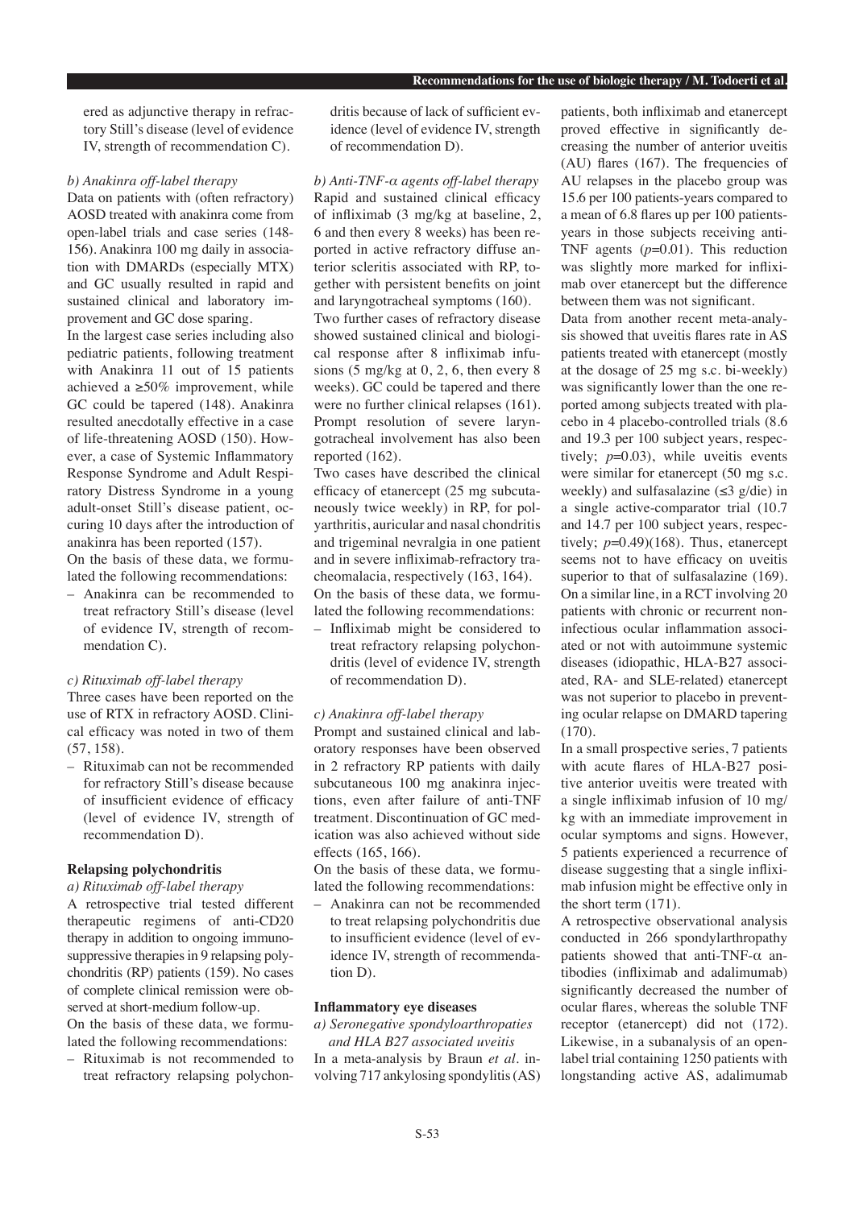ered as adjunctive therapy in refractory Still's disease (level of evidence IV, strength of recommendation C).

*b) Anakinra off-label therapy*

Data on patients with (often refractory) AOSD treated with anakinra come from open-label trials and case series (148-156). Anakinra 100 mg daily in association with DMARDs (especially MTX) and GC usually resulted in rapid and sustained clinical and laboratory improvement and GC dose sparing.

In the largest case series including also pediatric patients, following treatment with Anakinra 11 out of 15 patients achieved a ≥50% improvement, while GC could be tapered (148). Anakinra resulted anecdotally effective in a case of life-threatening AOSD (150). However, a case of Systemic Inflammatory Response Syndrome and Adult Respiratory Distress Syndrome in a young adult-onset Still's disease patient, occuring 10 days after the introduction of anakinra has been reported (157).

On the basis of these data, we formulated the following recommendations:

– Anakinra can be recommended to treat refractory Still's disease (level of evidence IV, strength of recommendation C).

*c) Rituximab off-label therapy*

Three cases have been reported on the use of RTX in refractory AOSD. Clinical efficacy was noted in two of them (57, 158).

– Rituximab can not be recommended for refractory Still's disease because of insufficient evidence of efficacy (level of evidence IV, strength of recommendation D).

**Relapsing polychondritis**

*a) Rituximab off-label therapy*

A retrospective trial tested different therapeutic regimens of anti-CD20 therapy in addition to ongoing immunosuppressive therapies in 9 relapsing polychondritis (RP) patients (159). No cases of complete clinical remission were observed at short-medium follow-up.

On the basis of these data, we formulated the following recommendations:

– Rituximab is not recommended to treat refractory relapsing polychondritis because of lack of sufficient evidence (level of evidence IV, strength of recommendation D).

*b) Anti-TNF-α agents off-label therapy*

Rapid and sustained clinical efficacy of infliximab (3 mg/kg at baseline, 2, 6 and then every 8 weeks) has been reported in active refractory diffuse anterior scleritis associated with RP, together with persistent benefits on joint and laryngotracheal symptoms (160).

Two further cases of refractory disease showed sustained clinical and biological response after 8 infliximab infusions (5 mg/kg at 0, 2, 6, then every 8 weeks). GC could be tapered and there were no further clinical relapses (161). Prompt resolution of severe laryngotracheal involvement has also been reported (162).

Two cases have described the clinical efficacy of etanercept (25 mg subcutaneously twice weekly) in RP, for polyarthritis, auricular and nasal chondritis and trigeminal nevralgia in one patient and in severe infliximab-refractory tracheomalacia, respectively (163, 164).

On the basis of these data, we formulated the following recommendations:

– Infliximab might be considered to treat refractory relapsing polychondritis (level of evidence IV, strength of recommendation D).

*c) Anakinra off-label therapy*

Prompt and sustained clinical and laboratory responses have been observed in 2 refractory RP patients with daily subcutaneous 100 mg anakinra injections, even after failure of anti-TNF treatment. Discontinuation of GC medication was also achieved without side effects (165, 166).

On the basis of these data, we formulated the following recommendations:

– Anakinra can not be recommended to treat relapsing polychondritis due to insufficient evidence (level of evidence IV, strength of recommendation D).

**Inflammatory eye diseases**

*a) Seronegative spondyloarthropaties and HLA B27 associated uveitis*

In a meta-analysis by Braun *et al*. involving 717 ankylosing spondylitis (AS) patients, both infliximab and etanercept proved effective in significantly decreasing the number of anterior uveitis (AU) flares (167). The frequencies of AU relapses in the placebo group was 15.6 per 100 patients-years compared to a mean of 6.8 flares up per 100 patients-years in those subjects receiving anti-TNF agents ($p$=0.01). This reduction was slightly more marked for infliximab over etanercept but the difference between them was not significant.

Data from another recent meta-analysis showed that uveitis flares rate in AS patients treated with etanercept (mostly at the dosage of 25 mg s.c. bi-weekly) was significantly lower than the one reported among subjects treated with placebo in 4 placebo-controlled trials (8.6 and 19.3 per 100 subject years, respectively; $p$=0.03), while uveitis events were similar for etanercept (50 mg s.c. weekly) and sulfasalazine (≤3 g/die) in a single active-comparator trial (10.7 and 14.7 per 100 subject years, respectively; $p$=0.49)(168). Thus, etanercept seems not to have efficacy on uveitis superior to that of sulfasalazine (169). On a similar line, in a RCT involving 20 patients with chronic or recurrent noninfectious ocular inflammation associated or not with autoimmune systemic diseases (idiopathic, HLA-B27 associated, RA- and SLE-related) etanercept was not superior to placebo in preventing ocular relapse on DMARD tapering (170).

In a small prospective series, 7 patients with acute flares of HLA-B27 positive anterior uveitis were treated with a single infliximab infusion of 10 mg/kg with an immediate improvement in ocular symptoms and signs. However, 5 patients experienced a recurrence of disease suggesting that a single infliximab infusion might be effective only in the short term (171).

A retrospective observational analysis conducted in 266 spondylarthropathy patients showed that anti-TNF-α antibodies (infliximab and adalimumab) significantly decreased the number of ocular flares, whereas the soluble TNF receptor (etanercept) did not (172). Likewise, in a subanalysis of an open-label trial containing 1250 patients with longstanding active AS, adalimumab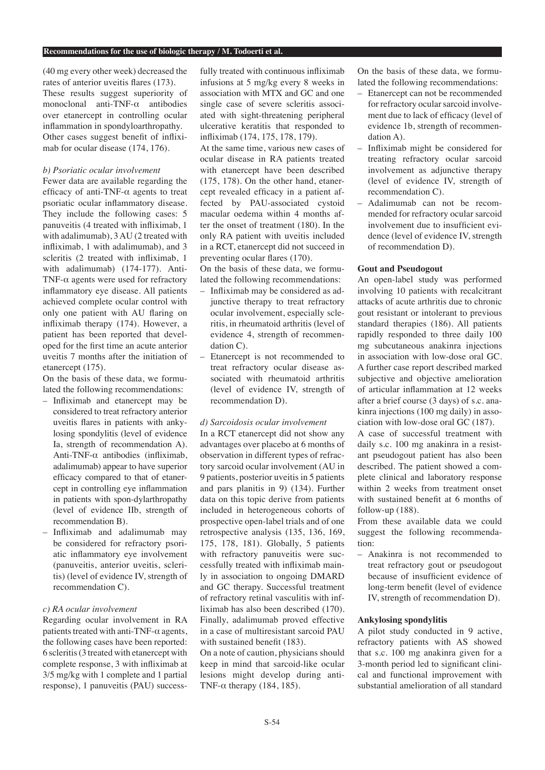(40 mg every other week) decreased the rates of anterior uveitis flares (173).

These results suggest superiority of monoclonal anti-TNF-α antibodies over etanercept in controlling ocular inflammation in spondyloarthropathy. Other cases suggest benefit of infliximab for ocular disease (174, 176).

*b) Psoriatic ocular involvement*

Fewer data are available regarding the efficacy of anti-TNF-α agents to treat psoriatic ocular inflammatory disease. They include the following cases: 5 panuveitis (4 treated with infliximab, 1 with adalimumab), 3 AU (2 treated with infliximab, 1 with adalimumab), and 3 scleritis (2 treated with infliximab, 1 with adalimumab) (174-177). Anti-TNF-α agents were used for refractory inflammatory eye disease. All patients achieved complete ocular control with only one patient with AU flaring on infliximab therapy (174). However, a patient has been reported that developed for the first time an acute anterior uveitis 7 months after the initiation of etanercept (175).

On the basis of these data, we formulated the following recommendations:

- Infliximab and etanercept may be considered to treat refractory anterior uveitis flares in patients with ankylosing spondylitis (level of evidence Ia, strength of recommendation A). Anti-TNF-α antibodies (infliximab, adalimumab) appear to have superior efficacy compared to that of etanercept in controlling eye inflammation in patients with spon-dylarthropathy (level of evidence IIb, strength of recommendation B).
- Infliximab and adalimumab may be considered for refractory psoriatic inflammatory eye involvement (panuveitis, anterior uveitis, scleritis) (level of evidence IV, strength of recommendation C).

*c) RA ocular involvement*

Regarding ocular involvement in RA patients treated with anti-TNF-α agents, the following cases have been reported: 6 scleritis (3 treated with etanercept with complete response, 3 with infliximab at 3/5 mg/kg with 1 complete and 1 partial response), 1 panuveitis (PAU) successfully treated with continuous infliximab infusions at 5 mg/kg every 8 weeks in association with MTX and GC and one single case of severe scleritis associated with sight-threatening peripheral ulcerative keratitis that responded to infliximab (174, 175, 178, 179).

At the same time, various new cases of ocular disease in RA patients treated with etanercept have been described (175, 178). On the other hand, etanercept revealed efficacy in a patient affected by PAU-associated cystoid macular oedema within 4 months after the onset of treatment (180). In the only RA patient with uveitis included in a RCT, etanercept did not succeed in preventing ocular flares (170).

On the basis of these data, we formulated the following recommendations:

- Infliximab may be considered as adjunctive therapy to treat refractory ocular involvement, especially scleritis, in rheumatoid arthritis (level of evidence 4, strength of recommendation C).
- Etanercept is not recommended to treat refractory ocular disease associated with rheumatoid arthritis (level of evidence IV, strength of recommendation D).

*d) Sarcoidosis ocular involvement*

In a RCT etanercept did not show any advantages over placebo at 6 months of observation in different types of refractory sarcoid ocular involvement (AU in 9 patients, posterior uveitis in 5 patients and pars planitis in 9) (134). Further data on this topic derive from patients included in heterogeneous cohorts of prospective open-label trials and of one retrospective analysis (135, 136, 169, 175, 178, 181). Globally, 5 patients with refractory panuveitis were successfully treated with infliximab mainly in association to ongoing DMARD and GC therapy. Successful treatment of refractory retinal vasculitis with infliximab has also been described (170). Finally, adalimumab proved effective in a case of multiresistant sarcoid PAU with sustained benefit (183).

On a note of caution, physicians should keep in mind that sarcoid-like ocular lesions might develop during anti-TNF-α therapy (184, 185).

On the basis of these data, we formulated the following recommendations:

- Etanercept can not be recommended for refractory ocular sarcoid involvement due to lack of efficacy (level of evidence 1b, strength of recommendation A).
- Infliximab might be considered for treating refractory ocular sarcoid involvement as adjunctive therapy (level of evidence IV, strength of recommendation C).
- Adalimumab can not be recommended for refractory ocular sarcoid involvement due to insufficient evidence (level of evidence IV, strength of recommendation D).

**Gout and Pseudogout**

An open-label study was performed involving 10 patients with recalcitrant attacks of acute arthritis due to chronic gout resistant or intolerant to previous standard therapies (186). All patients rapidly responded to three daily 100 mg subcutaneous anakinra injections in association with low-dose oral GC. A further case report described marked subjective and objective amelioration of articular inflammation at 12 weeks after a brief course (3 days) of s.c. anakinra injections (100 mg daily) in association with low-dose oral GC (187).

A case of successful treatment with daily s.c. 100 mg anakinra in a resistant pseudogout patient has also been described. The patient showed a complete clinical and laboratory response within 2 weeks from treatment onset with sustained benefit at 6 months of follow-up (188).

From these available data we could suggest the following recommendation:

- Anakinra is not recommended to treat refractory gout or pseudogout because of insufficient evidence of long-term benefit (level of evidence IV, strength of recommendation D).

**Ankylosing spondylitis**

A pilot study conducted in 9 active, refractory patients with AS showed that s.c. 100 mg anakinra given for a 3-month period led to significant clinical and functional improvement with substantial amelioration of all standard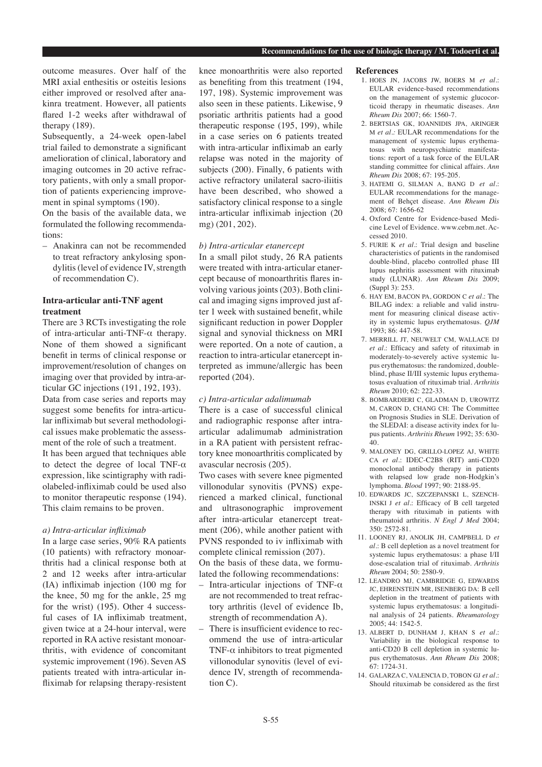outcome measures. Over half of the MRI axial enthesitis or osteitis lesions either improved or resolved after anakinra treatment. However, all patients flared 1-2 weeks after withdrawal of therapy (189).

Subsequently, a 24-week open-label trial failed to demonstrate a significant amelioration of clinical, laboratory and imaging outcomes in 20 active refractory patients, with only a small proportion of patients experiencing improvement in spinal symptoms (190).

On the basis of the available data, we formulated the following recommendations:

- Anakinra can not be recommended to treat refractory ankylosing spondylitis (level of evidence IV, strength of recommendation C).

## Intra-articular anti-TNF agent treatment

There are 3 RCTs investigating the role of intra-articular anti-TNF-α therapy. None of them showed a significant benefit in terms of clinical response or improvement/resolution of changes on imaging over that provided by intra-articular GC injections (191, 192, 193).

Data from case series and reports may suggest some benefits for intra-articular infliximab but several methodological issues make problematic the assessment of the role of such a treatment.

It has been argued that techniques able to detect the degree of local TNF-α expression, like scintigraphy with radiolabeled-infliximab could be used also to monitor therapeutic response (194). This claim remains to be proven.

### *a) Intra-articular infliximab*

In a large case series, 90% RA patients (10 patients) with refractory monoarthritis had a clinical response both at 2 and 12 weeks after intra-articular (IA) infliximab injection (100 mg for the knee, 50 mg for the ankle, 25 mg for the wrist) (195). Other 4 successful cases of IA infliximab treatment, given twice at a 24-hour interval, were reported in RA active resistant monoarthritis, with evidence of concomitant systemic improvement (196). Seven AS patients treated with intra-articular infliximab for relapsing therapy-resistent knee monoarthritis were also reported as benefiting from this treatment (194, 197, 198). Systemic improvement was also seen in these patients. Likewise, 9 psoriatic arthritis patients had a good therapeutic response (195, 199), while in a case series on 6 patients treated with intra-articular infliximab an early relapse was noted in the majority of subjects (200). Finally, 6 patients with active refractory unilateral sacro-iliitis have been described, who showed a satisfactory clinical response to a single intra-articular infliximab injection (20 mg) (201, 202).

### *b) Intra-articular etanercept*

In a small pilot study, 26 RA patients were treated with intra-articular etanercept because of monoarthritis flares involving various joints (203). Both clinical and imaging signs improved just after 1 week with sustained benefit, while significant reduction in power Doppler signal and synovial thickness on MRI were reported. On a note of caution, a reaction to intra-articular etanercept interpreted as immune/allergic has been reported (204).

### *c) Intra-articular adalimumab*

There is a case of successful clinical and radiographic response after intra-articular adalimumab administration in a RA patient with persistent refractory knee monoarthritis complicated by avascular necrosis (205).

Two cases with severe knee pigmented villonodular synovitis (PVNS) experienced a marked clinical, functional and ultrasonographic improvement after intra-articular etanercept treatment (206), while another patient with PVNS responded to iv infliximab with complete clinical remission (207).

On the basis of these data, we formulated the following recommendations:

- Intra-articular injections of TNF-α are not recommended to treat refractory arthritis (level of evidence Ib, strength of recommendation A).
- There is insufficient evidence to recommend the use of intra-articular TNF-α inhibitors to treat pigmented villonodular synovitis (level of evidence IV, strength of recommendation C).

## References

1. HOES JN, JACOBS JW, BOERS M *et al.*: EULAR evidence-based recommendations on the management of systemic glucocorticoid therapy in rheumatic diseases. *Ann Rheum Dis* 2007; 66: 1560-7.
2. BERTSIAS GK, IOANNIDIS JPA, ARINGER M *et al.*: EULAR recommendations for the management of systemic lupus erythematosus with neuropsychiatric manifestations: report of a task force of the EULAR standing committee for clinical affairs. *Ann Rheum Dis* 2008; 67: 195-205.
3. HATEMI G, SILMAN A, BANG D *et al.*: EULAR recommendations for the management of Behçet disease. *Ann Rheum Dis* 2008; 67: 1656-62
4. Oxford Centre for Evidence-based Medicine Level of Evidence. www.cebm.net. Accessed 2010.
5. FURIE K *et al.*: Trial design and baseline characteristics of patients in the randomised double-blind, placebo controlled phase III lupus nephritis assessment with rituximab study (LUNAR). *Ann Rheum Dis* 2009; (Suppl 3): 253.
6. HAY EM, BACON PA, GORDON C *et al.*: The BILAG index: a reliable and valid instrument for measuring clinical disease activity in systemic lupus erythematosus. *QJM* 1993; 86: 447-58.
7. MERRILL JT, NEUWELT CM, WALLACE DJ *et al.*: Efficacy and safety of rituximab in moderately-to-severely active systemic lupus erythematosus: the randomized, double-blind, phase II/III systemic lupus erythematosus evaluation of rituximab trial. *Arthritis Rheum* 2010; 62: 222-33.
8. BOMBARDIERI C, GLADMAN D, UROWITZ M, CARON D, CHANG CH: The Committee on Prognosis Studies in SLE. Derivation of the SLEDAI: a disease activity index for lupus patients. *Arthritis Rheum* 1992; 35: 630-40.
9. MALONEY DG, GRILLO-LOPEZ AJ, WHITE CA *et al.*: IDEC-C2B8 (RIT) anti-CD20 monoclonal antibody therapy in patients with relapsed low grade non-Hodgkin's lymphoma. *Blood* 1997; 90: 2188-95.
10. EDWARDS JC, SZCZEPANSKI L, SZENCHINSKI J *et al.*: Efficacy of B cell targeted therapy with rituximab in patients with rheumatoid arthritis. *N Engl J Med* 2004; 350: 2572-81.
11. LOONEY RJ, ANOLIK JH, CAMPBELL D *et al.*: B cell depletion as a novel treatment for systemic lupus erythematosus: a phase I/II dose-escalation trial of rituximab. *Arthritis Rheum* 2004; 50: 2580-9.
12. LEANDRO MJ, CAMBRIDGE G, EDWARDS JC, EHRENSTEIN MR, ISENBERG DA: B cell depletion in the treatment of patients with systemic lupus erythematosus: a longitudinal analysis of 24 patients. *Rheumatology* 2005; 44: 1542-5.
13. ALBERT D, DUNHAM J, KHAN S *et al.*: Variability in the biological response to anti-CD20 B cell depletion in systemic lupus erythematosus. *Ann Rheum Dis* 2008; 67: 1724-31.
14. GALARZA C, VALENCIA D, TOBON GJ *et al.*: Should rituximab be considered as the first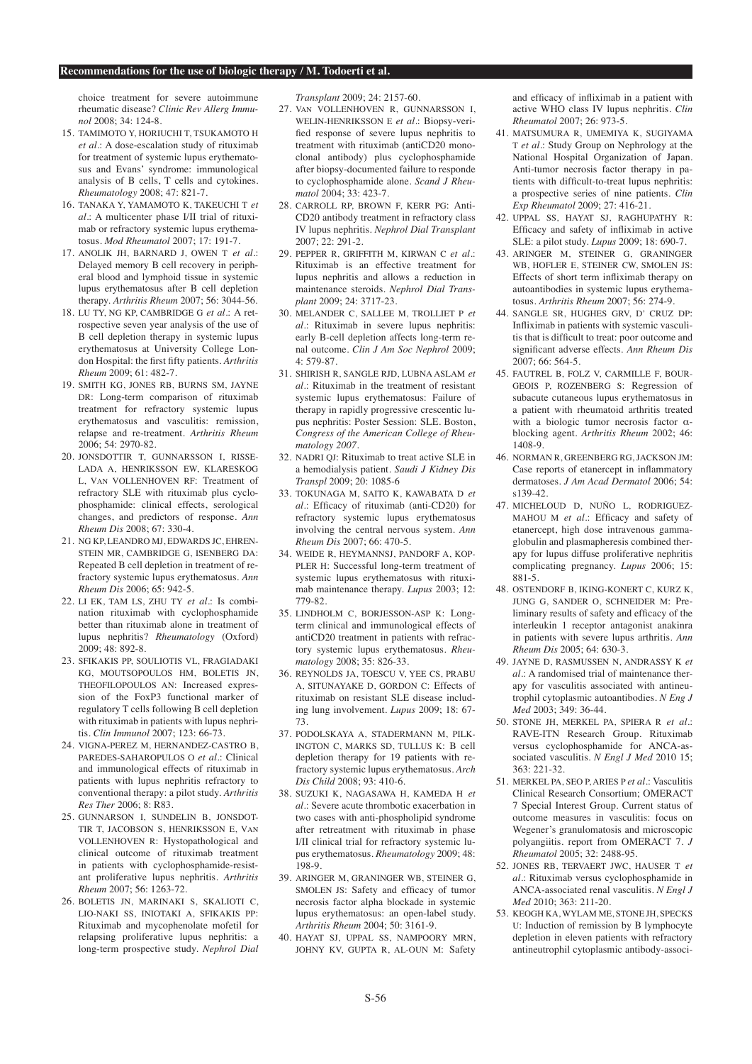choice treatment for severe autoimmune rheumatic disease? *Clinic Rev Allerg Immunol* 2008; 34: 124-8.

15. TAMIMOTO Y, HORIUCHI T, TSUKAMOTO H *et al.*: A dose-escalation study of rituximab for treatment of systemic lupus erythematosus and Evans' syndrome: immunological analysis of B cells, T cells and cytokines. *Rheumatology* 2008; 47: 821-7.
16. TANAKA Y, YAMAMOTO K, TAKEUCHI T *et al.*: A multicenter phase I/II trial of rituximab or refractory systemic lupus erythematosus. *Mod Rheumatol* 2007; 17: 191-7.
17. ANOLIK JH, BARNARD J, OWEN T *et al.*: Delayed memory B cell recovery in peripheral blood and lymphoid tissue in systemic lupus erythematosus after B cell depletion therapy. *Arthritis Rheum* 2007; 56: 3044-56.
18. LU TY, NG KP, CAMBRIDGE G *et al.*: A retrospective seven year analysis of the use of B cell depletion therapy in systemic lupus erythematosus at University College London Hospital: the first fifty patients. *Arthritis Rheum* 2009; 61: 482-7.
19. SMITH KG, JONES RB, BURNS SM, JAYNE DR: Long-term comparison of rituximab treatment for refractory systemic lupus erythematosus and vasculitis: remission, relapse and re-treatment. *Arthritis Rheum* 2006; 54: 2970-82.
20. JONSDOTTIR T, GUNNARSSON I, RISSELADA A, HENRIKSSON EW, KLARESKOG L, VAN VOLLENHOVEN RF: Treatment of refractory SLE with rituximab plus cyclophosphamide: clinical effects, serological changes, and predictors of response. *Ann Rheum Dis* 2008; 67: 330-4.
21. NG KP, LEANDRO MJ, EDWARDS JC, EHRENSTEIN MR, CAMBRIDGE G, ISENBERG DA: Repeated B cell depletion in treatment of refractory systemic lupus erythematosus. *Ann Rheum Dis* 2006; 65: 942-5.
22. LI EK, TAM LS, ZHU TY *et al.*: Is combination rituximab with cyclophosphamide better than rituximab alone in treatment of lupus nephritis? *Rheumatology* (Oxford) 2009; 48: 892-8.
23. SFIKAKIS PP, SOULIOTIS VL, FRAGIADAKI KG, MOUTSOPOULOS HM, BOLETIS JN, THEOFILOPOULOS AN: Increased expression of the FoxP3 functional marker of regulatory T cells following B cell depletion with rituximab in patients with lupus nephritis. *Clin Immunol* 2007; 123: 66-73.
24. VIGNA-PEREZ M, HERNANDEZ-CASTRO B, PAREDES-SAHAROPULOS O *et al.*: Clinical and immunological effects of rituximab in patients with lupus nephritis refractory to conventional therapy: a pilot study. *Arthritis Res Ther* 2006; 8: R83.
25. GUNNARSON I, SUNDELIN B, JONSDOTTIR T, JACOBSON S, HENRIKSSON E, VAN VOLLENHOVEN R: Hystopathological and clinical outcome of rituximab treatment in patients with cyclophosphamide-resistant proliferative lupus nephritis. *Arthritis Rheum* 2007; 56: 1263-72.
26. BOLETIS JN, MARINAKI S, SKALIOTI C, LIO-NAKI SS, INIOTAKI A, SFIKAKIS PP: Rituximab and mycophenolate mofetil for relapsing proliferative lupus nephritis: a long-term prospective study. *Nephrol Dial Transplant* 2009; 24: 2157-60.
27. VAN VOLLENHOVEN R, GUNNARSSON I, WELIN-HENRIKSSON E *et al.*: Biopsy-verified response of severe lupus nephritis to treatment with rituximab (antiCD20 monoclonal antibody) plus cyclophosphamide after biopsy-documented failure to responde to cyclophosphamide alone. *Scand J Rheumatol* 2004; 33: 423-7.
28. CARROLL RP, BROWN F, KERR PG: Anti-CD20 antibody treatment in refractory class IV lupus nephritis. *Nephrol Dial Transplant* 2007; 22: 291-2.
29. PEPPER R, GRIFFITH M, KIRWAN C *et al.*: Rituximab is an effective treatment for lupus nephritis and allows a reduction in maintenance steroids. *Nephrol Dial Transplant* 2009; 24: 3717-23.
30. MELANDER C, SALLEE M, TROLLIET P *et al.*: Rituximab in severe lupus nephritis: early B-cell depletion affects long-term renal outcome. *Clin J Am Soc Nephrol* 2009; 4: 579-87.
31. SHIRISH R, SANGLE RJD, LUBNA ASLAM *et al.*: Rituximab in the treatment of resistant systemic lupus erythematosus: Failure of therapy in rapidly progressive crescentic lupus nephritis: Poster Session: SLE. Boston, *Congress of the American College of Rheumatology 2007*.
32. NADRI QJ: Rituximab to treat active SLE in a hemodialysis patient. *Saudi J Kidney Dis Transpl* 2009; 20: 1085-6
33. TOKUNAGA M, SAITO K, KAWABATA D *et al.*: Efficacy of rituximab (anti-CD20) for refractory systemic lupus erythematosus involving the central nervous system. *Ann Rheum Dis* 2007; 66: 470-5.
34. WEIDE R, HEYMANNSJ, PANDORF A, KOPPLER H: Successful long-term treatment of systemic lupus erythematosus with rituximab maintenance therapy. *Lupus* 2003; 12: 779-82.
35. LINDHOLM C, BORJESSON-ASP K: Long-term clinical and immunological effects of antiCD20 treatment in patients with refractory systemic lupus erythematosus. *Rheumatology* 2008; 35: 826-33.
36. REYNOLDS JA, TOESCU V, YEE CS, PRABU A, SITUNAYAKE D, GORDON C: Effects of rituximab on resistant SLE disease including lung involvement. *Lupus* 2009; 18: 67-73.
37. PODOLSKAYA A, STADERMANN M, PILKINGTON C, MARKS SD, TULLUS K: B cell depletion therapy for 19 patients with refractory systemic lupus erythematosus. *Arch Dis Child* 2008; 93: 410-6.
38. SUZUKI K, NAGASAWA H, KAMEDA H *et al.*: Severe acute thrombotic exacerbation in two cases with anti-phospholipid syndrome after retreatment with rituximab in phase I/II clinical trial for refractory systemic lupus erythematosus. *Rheumatology* 2009; 48: 198-9.
39. ARINGER M, GRANINGER WB, STEINER G, SMOLEN JS: Safety and efficacy of tumor necrosis factor alpha blockade in systemic lupus erythematosus: an open-label study. *Arthritis Rheum* 2004; 50: 3161-9.
40. HAYAT SJ, UPPAL SS, NAMPOORY MRN, JOHNY KV, GUPTA R, AL-OUN M: Safety and efficacy of infliximab in a patient with active WHO class IV lupus nephritis. *Clin Rheumatol* 2007; 26: 973-5.
41. MATSUMURA R, UMEMIYA K, SUGIYAMA T *et al.*: Study Group on Nephrology at the National Hospital Organization of Japan. Anti-tumor necrosis factor therapy in patients with difficult-to-treat lupus nephritis: a prospective series of nine patients. *Clin Exp Rheumatol* 2009; 27: 416-21.
42. UPPAL SS, HAYAT SJ, RAGHUPATHY R: Efficacy and safety of infliximab in active SLE: a pilot study. *Lupus* 2009; 18: 690-7.
43. ARINGER M, STEINER G, GRANINGER WB, HOFLER E, STEINER CW, SMOLEN JS: Effects of short term infliximab therapy on autoantibodies in systemic lupus erythematosus. *Arthritis Rheum* 2007; 56: 274-9.
44. SANGLE SR, HUGHES GRV, D' CRUZ DP: Infliximab in patients with systemic vasculitis that is difficult to treat: poor outcome and significant adverse effects. *Ann Rheum Dis* 2007; 66: 564-5.
45. FAUTREL B, FOLZ V, CARMILLE F, BOURGEOIS P, ROZENBERG S: Regression of subacute cutaneous lupus erythematosus in a patient with rheumatoid arthritis treated with a biologic tumor necrosis factor α-blocking agent. *Arthritis Rheum* 2002; 46: 1408-9.
46. NORMAN R, GREENBERG RG, JACKSON JM: Case reports of etanercept in inflammatory dermatoses. *J Am Acad Dermatol* 2006; 54: s139-42.
47. MICHELOUD D, NUÑO L, RODRIGUEZ-MAHOU M *et al.*: Efficacy and safety of etanercept, high dose intravenous gammaglobulin and plasmapheresis combined therapy for lupus diffuse proliferative nephritis complicating pregnancy. *Lupus* 2006; 15: 881-5.
48. OSTENDORF B, IKING-KONERT C, KURZ K, JUNG G, SANDER O, SCHNEIDER M: Preliminary results of safety and efficacy of the interleukin 1 receptor antagonist anakinra in patients with severe lupus arthritis. *Ann Rheum Dis* 2005; 64: 630-3.
49. JAYNE D, RASMUSSEN N, ANDRASSY K *et al.*: A randomised trial of maintenance therapy for vasculitis associated with antineutrophil cytoplasmic autoantibodies. *N Eng J Med* 2003; 349: 36-44.
50. STONE JH, MERKEL PA, SPIERA R *et al.*: RAVE-ITN Research Group. Rituximab versus cyclophosphamide for ANCA-associated vasculitis. *N Engl J Med* 2010 15; 363: 221-32.
51. MERKEL PA, SEO P, ARIES P *et al.*: Vasculitis Clinical Research Consortium; OMERACT 7 Special Interest Group. Current status of outcome measures in vasculitis: focus on Wegener's granulomatosis and microscopic polyangiitis. report from OMERACT 7. *J Rheumatol* 2005; 32: 2488-95.
52. JONES RB, TERVAERT JWC, HAUSER T *et al.*: Rituximab versus cyclophosphamide in ANCA-associated renal vasculitis. *N Engl J Med* 2010; 363: 211-20.
53. KEOGH KA, WYLAM ME, STONE JH, SPECKS U: Induction of remission by B lymphocyte depletion in eleven patients with refractory antineutrophil cytoplasmic antibody-associ-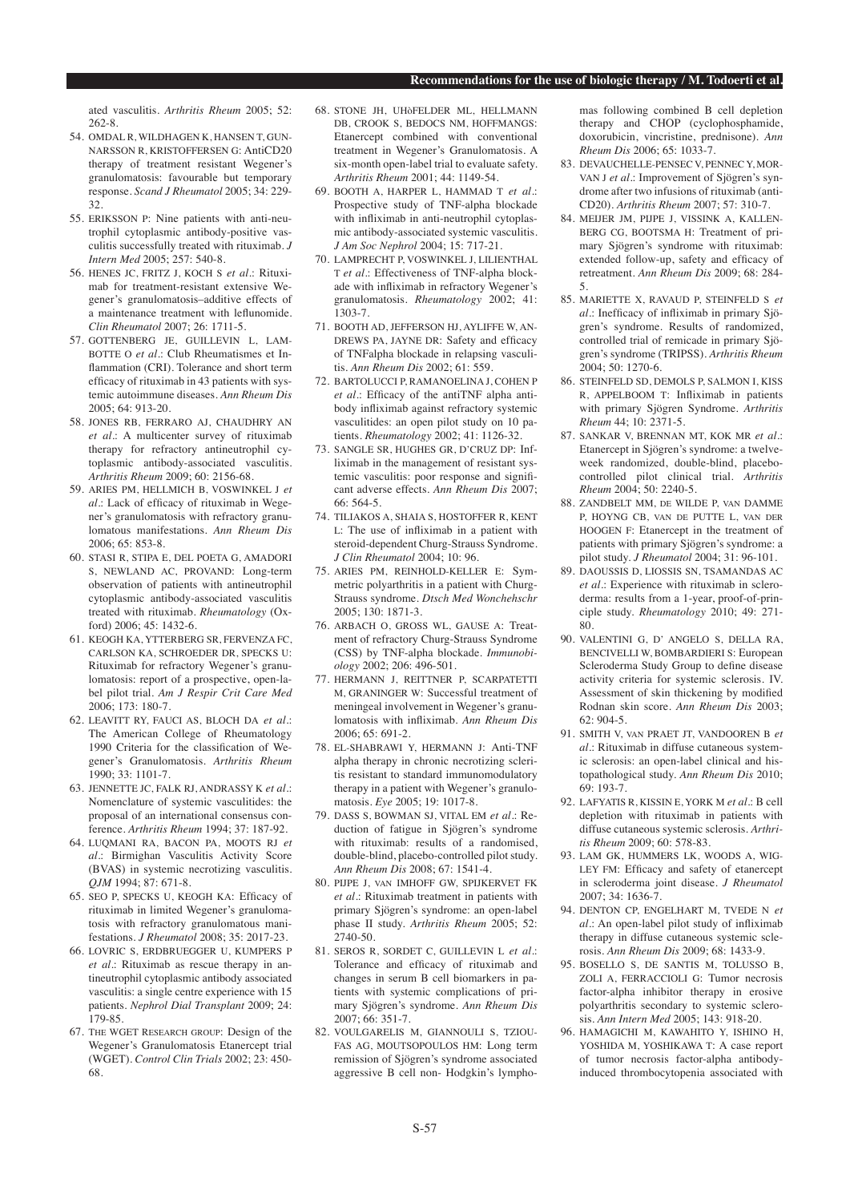ated vasculitis. *Arthritis Rheum* 2005; 52: 262-8.

54. OMDAL R, WILDHAGEN K, HANSEN T, GUNNARSSON R, KRISTOFFERSEN G: AntiCD20 therapy of treatment resistant Wegener's granulomatosis: favourable but temporary response. *Scand J Rheumatol* 2005; 34: 229-32.
55. ERIKSSON P: Nine patients with anti-neutrophil cytoplasmic antibody-positive vasculitis successfully treated with rituximab. *J Intern Med* 2005; 257: 540-8.
56. HENES JC, FRITZ J, KOCH S *et al*.: Rituximab for treatment-resistant extensive Wegener's granulomatosis–additive effects of a maintenance treatment with leflunomide. *Clin Rheumatol* 2007; 26: 1711-5.
57. GOTTENBERG JE, GUILLEVIN L, LAMBOTTE O *et al*.: Club Rheumatismes et Inflammation (CRI). Tolerance and short term efficacy of rituximab in 43 patients with systemic autoimmune diseases. *Ann Rheum Dis* 2005; 64: 913-20.
58. JONES RB, FERRARO AJ, CHAUDHRY AN *et al*.: A multicenter survey of rituximab therapy for refractory antineutrophil cytoplasmic antibody-associated vasculitis. *Arthritis Rheum* 2009; 60: 2156-68.
59. ARIES PM, HELLMICH B, VOSWINKEL J *et al*.: Lack of efficacy of rituximab in Wegener's granulomatosis with refractory granulomatous manifestations. *Ann Rheum Dis* 2006; 65: 853-8.
60. STASI R, STIPA E, DEL POETA G, AMADORI S, NEWLAND AC, PROVAND: Long-term observation of patients with antineutrophil cytoplasmic antibody-associated vasculitis treated with rituximab. *Rheumatology* (Oxford) 2006; 45: 1432-6.
61. KEOGH KA, YTTERBERG SR, FERVENZA FC, CARLSON KA, SCHROEDER DR, SPECKS U: Rituximab for refractory Wegener's granulomatosis: report of a prospective, open-label pilot trial. *Am J Respir Crit Care Med* 2006; 173: 180-7.
62. LEAVITT RY, FAUCI AS, BLOCH DA *et al*.: The American College of Rheumatology 1990 Criteria for the classification of Wegener's Granulomatosis. *Arthritis Rheum* 1990; 33: 1101-7.
63. JENNETTE JC, FALK RJ, ANDRASSY K *et al*.: Nomenclature of systemic vasculitides: the proposal of an international consensus conference. *Arthritis Rheum* 1994; 37: 187-92.
64. LUQMANI RA, BACON PA, MOOTS RJ *et al*.: Birmighan Vasculitis Activity Score (BVAS) in systemic necrotizing vasculitis. *QJM* 1994; 87: 671-8.
65. SEO P, SPECKS U, KEOGH KA: Efficacy of rituximab in limited Wegener's granulomatosis with refractory granulomatous manifestations. *J Rheumatol* 2008; 35: 2017-23.
66. LOVRIC S, ERDBRUEGGER U, KUMPERS P *et al*.: Rituximab as rescue therapy in antineutrophil cytoplasmic antibody associated vasculitis: a single centre experience with 15 patients. *Nephrol Dial Transplant* 2009; 24: 179-85.
67. THE WGET RESEARCH GROUP: Design of the Wegener's Granulomatosis Etanercept trial (WGET). *Control Clin Trials* 2002; 23: 450-68.
68. STONE JH, UHöFELDER ML, HELLMANN DB, CROOK S, BEDOCS NM, HOFFMANGS: Etanercept combined with conventional treatment in Wegener's Granulomatosis. A six-month open-label trial to evaluate safety. *Arthritis Rheum* 2001; 44: 1149-54.
69. BOOTH A, HARPER L, HAMMAD T *et al*.: Prospective study of TNF-alpha blockade with infliximab in anti-neutrophil cytoplasmic antibody-associated systemic vasculitis. *J Am Soc Nephrol* 2004; 15: 717-21.
70. LAMPRECHT P, VOSWINKEL J, LILIENTHAL T *et al*.: Effectiveness of TNF-alpha blockade with infliximab in refractory Wegener's granulomatosis. *Rheumatology* 2002; 41: 1303-7.
71. BOOTH AD, JEFFERSON HJ, AYLIFFE W, ANDREWS PA, JAYNE DR: Safety and efficacy of TNFalpha blockade in relapsing vasculitis. *Ann Rheum Dis* 2002; 61: 559.
72. BARTOLUCCI P, RAMANOELINA J, COHEN P *et al*.: Efficacy of the antiTNF alpha antibody infliximab against refractory systemic vasculitides: an open pilot study on 10 patients. *Rheumatology* 2002; 41: 1126-32.
73. SANGLE SR, HUGHES GR, D'CRUZ DP: Infliximab in the management of resistant systemic vasculitis: poor response and significant adverse effects. *Ann Rheum Dis* 2007; 66: 564-5.
74. TILIAKOS A, SHAIA S, HOSTOFFER R, KENT L: The use of infliximab in a patient with steroid-dependent Churg-Strauss Syndrome. *J Clin Rheumatol* 2004; 10: 96.
75. ARIES PM, REINHOLD-KELLER E: Symmetric polyarthritis in a patient with Churg-Strauss syndrome. *Dtsch Med Wonchehschr* 2005; 130: 1871-3.
76. ARBACH O, GROSS WL, GAUSE A: Treatment of refractory Churg-Strauss Syndrome (CSS) by TNF-alpha blockade. *Immunobiology* 2002; 206: 496-501.
77. HERMANN J, REITTNER P, SCARPATETTI M, GRANINGER W: Successful treatment of meningeal involvement in Wegener's granulomatosis with infliximab. *Ann Rheum Dis* 2006; 65: 691-2.
78. EL-SHABRAWI Y, HERMANN J: Anti-TNF alpha therapy in chronic necrotizing scleritis resistant to standard immunomodulatory therapy in a patient with Wegener's granulomatosis. *Eye* 2005; 19: 1017-8.
79. DASS S, BOWMAN SJ, VITAL EM *et al*.: Reduction of fatigue in Sjögren's syndrome with rituximab: results of a randomised, double-blind, placebo-controlled pilot study. *Ann Rheum Dis* 2008; 67: 1541-4.
80. PIJPE J, VAN IMHOFF GW, SPIJKERVET FK *et al*.: Rituximab treatment in patients with primary Sjögren's syndrome: an open-label phase II study. *Arthritis Rheum* 2005; 52: 2740-50.
81. SEROS R, SORDET C, GUILLEVIN L *et al*.: Tolerance and efficacy of rituximab and changes in serum B cell biomarkers in patients with systemic complications of primary Sjögren's syndrome. *Ann Rheum Dis* 2007; 66: 351-7.
82. VOULGARELIS M, GIANNOULI S, TZIOUFAS AG, MOUTSOPOULOS HM: Long term remission of Sjögren's syndrome associated aggressive B cell non- Hodgkin's lymphomas following combined B cell depletion therapy and CHOP (cyclophosphamide, doxorubicin, vincristine, prednisone). *Ann Rheum Dis* 2006; 65: 1033-7.
83. DEVAUCHELLE-PENSEC V, PENNEC Y, MORVAN J *et al*.: Improvement of Sjögren's syndrome after two infusions of rituximab (anti-CD20). *Arthritis Rheum* 2007; 57: 310-7.
84. MEIJER JM, PIJPE J, VISSINK A, KALLENBERG CG, BOOTSMA H: Treatment of primary Sjögren's syndrome with rituximab: extended follow-up, safety and efficacy of retreatment. *Ann Rheum Dis* 2009; 68: 284-5.
85. MARIETTE X, RAVAUD P, STEINFELD S *et al*.: Inefficacy of infliximab in primary Sjögren's syndrome. Results of randomized, controlled trial of remicade in primary Sjögren's syndrome (TRIPSS). *Arthritis Rheum* 2004; 50: 1270-6.
86. STEINFELD SD, DEMOLS P, SALMON I, KISS R, APPELBOOM T: Infliximab in patients with primary Sjögren Syndrome. *Arthritis Rheum* 44; 10: 2371-5.
87. SANKAR V, BRENNAN MT, KOK MR *et al*.: Etanercept in Sjögren's syndrome: a twelve-week randomized, double-blind, placebo-controlled pilot clinical trial. *Arthritis Rheum* 2004; 50: 2240-5.
88. ZANDBELT MM, DE WILDE P, VAN DAMME P, HOYNG CB, VAN DE PUTTE L, VAN DER HOOGEN F: Etanercept in the treatment of patients with primary Sjögren's syndrome: a pilot study. *J Rheumatol* 2004; 31: 96-101.
89. DAOUSSIS D, LIOSSIS SN, TSAMANDAS AC *et al*.: Experience with rituximab in scleroderma: results from a 1-year, proof-of-principle study. *Rheumatology* 2010; 49: 271-80.
90. VALENTINI G, D' ANGELO S, DELLA RA, BENCIVELLI W, BOMBARDIERI S: European Scleroderma Study Group to define disease activity criteria for systemic sclerosis. IV. Assessment of skin thickening by modified Rodnan skin score. *Ann Rheum Dis* 2003; 62: 904-5.
91. SMITH V, VAN PRAET JT, VANDOOREN B *et al*.: Rituximab in diffuse cutaneous systemic sclerosis: an open-label clinical and histopathological study. *Ann Rheum Dis* 2010; 69: 193-7.
92. LAFYATIS R, KISSIN E, YORK M *et al*.: B cell depletion with rituximab in patients with diffuse cutaneous systemic sclerosis. *Arthritis Rheum* 2009; 60: 578-83.
93. LAM GK, HUMMERS LK, WOODS A, WIGLEY FM: Efficacy and safety of etanercept in scleroderma joint disease. *J Rheumatol* 2007; 34: 1636-7.
94. DENTON CP, ENGELHART M, TVEDE N *et al*.: An open-label pilot study of infliximab therapy in diffuse cutaneous systemic sclerosis. *Ann Rheum Dis* 2009; 68: 1433-9.
95. BOSELLO S, DE SANTIS M, TOLUSSO B, ZOLI A, FERRACCIOLI G: Tumor necrosis factor-alpha inhibitor therapy in erosive polyarthritis secondary to systemic sclerosis. *Ann Intern Med* 2005; 143: 918-20.
96. HAMAGICHI M, KAWAHITO Y, ISHINO H, YOSHIDA M, YOSHIKAWA T: A case report of tumor necrosis factor-alpha antibody-induced thrombocytopenia associated with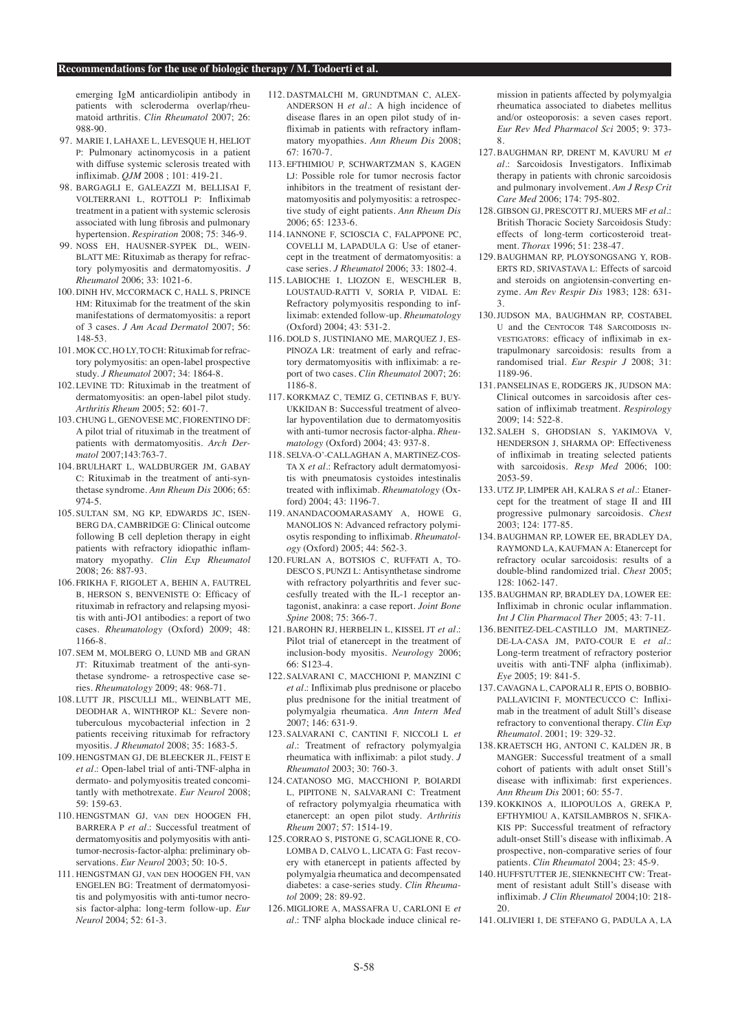emerging IgM anticardiolipin antibody in patients with scleroderma overlap/rheumatoid arthritis. *Clin Rheumatol* 2007; 26: 988-90.

97. MARIE I, LAHAXE L, LEVESQUE H, HELIOT P: Pulmonary actinomycosis in a patient with diffuse systemic sclerosis treated with infliximab. *QJM* 2008 ; 101: 419-21.
98. BARGAGLI E, GALEAZZI M, BELLISAI F, VOLTERRANI L, ROTTOLI P: Infliximab treatment in a patient with systemic sclerosis associated with lung fibrosis and pulmonary hypertension. *Respiration* 2008; 75: 346-9.
99. NOSS EH, HAUSNER-SYPEK DL, WEINBLATT ME: Rituximab as therapy for refractory polymyositis and dermatomyositis. *J Rheumatol* 2006; 33: 1021-6.
100. DINH HV, McCORMACK C, HALL S, PRINCE HM: Rituximab for the treatment of the skin manifestations of dermatomyositis: a report of 3 cases. *J Am Acad Dermatol* 2007; 56: 148-53.
101. MOK CC, HO LY, TO CH: Rituximab for refractory polymyositis: an open-label prospective study. *J Rheumatol* 2007; 34: 1864-8.
102. LEVINE TD: Rituximab in the treatment of dermatomyositis: an open-label pilot study. *Arthritis Rheum* 2005; 52: 601-7.
103. CHUNG L, GENOVESE MC, FIORENTINO DF: A pilot trial of rituximab in the treatment of patients with dermatomyositis. *Arch Dermatol* 2007;143:763-7.
104. BRULHART L, WALDBURGER JM, GABAY C: Rituximab in the treatment of anti-synthetase syndrome. *Ann Rheum Dis* 2006; 65: 974-5.
105. SULTAN SM, NG KP, EDWARDS JC, ISENBERG DA, CAMBRIDGE G: Clinical outcome following B cell depletion therapy in eight patients with refractory idiopathic inflammatory myopathy. *Clin Exp Rheumatol* 2008; 26: 887-93.
106. FRIKHA F, RIGOLET A, BEHIN A, FAUTREL B, HERSON S, BENVENISTE O: Efficacy of rituximab in refractory and relapsing myositis with anti-JO1 antibodies: a report of two cases. *Rheumatology* (Oxford) 2009; 48: 1166-8.
107. SEM M, MOLBERG O, LUND MB and GRAN JT: Rituximab treatment of the anti-synthetase syndrome- a retrospective case series. *Rheumatology* 2009; 48: 968-71.
108. LUTT JR, PISCULLI ML, WEINBLATT ME, DEODHAR A, WINTHROP KL: Severe nontuberculous mycobacterial infection in 2 patients receiving rituximab for refractory myositis. *J Rheumatol* 2008; 35: 1683-5.
109. HENGSTMAN GJ, DE BLEECKER JL, FEIST E *et al.*: Open-label trial of anti-TNF-alpha in dermato- and polymyositis treated concomitantly with methotrexate. *Eur Neurol* 2008; 59: 159-63.
110. HENGSTMAN GJ, VAN DEN HOOGEN FH, BARRERA P *et al.*: Successful treatment of dermatomyositis and polymyositis with anti-tumor-necrosis-factor-alpha: preliminary observations. *Eur Neurol* 2003; 50: 10-5.
111. HENGSTMAN GJ, VAN DEN HOOGEN FH, VAN ENGELEN BG: Treatment of dermatomyositis and polymyositis with anti-tumor necrosis factor-alpha: long-term follow-up. *Eur Neurol* 2004; 52: 61-3.
112. DASTMALCHI M, GRUNDTMAN C, ALEXANDERSON H *et al.*: A high incidence of disease flares in an open pilot study of infliximab in patients with refractory inflammatory myopathies. *Ann Rheum Dis* 2008; 67: 1670-7.
113. EFTHIMIOU P, SCHWARTZMAN S, KAGEN LJ: Possible role for tumor necrosis factor inhibitors in the treatment of resistant dermatomyositis and polymyositis: a retrospective study of eight patients. *Ann Rheum Dis* 2006; 65: 1233-6.
114. IANNONE F, SCIOSCIA C, FALAPPONE PC, COVELLI M, LAPADULA G: Use of etanercept in the treatment of dermatomyositis: a case series. *J Rheumatol* 2006; 33: 1802-4.
115. LABIOCHE I, LIOZON E, WESCHLER B, LOUSTAUD-RATTI V, SORIA P, VIDAL E: Refractory polymyositis responding to infliximab: extended follow-up. *Rheumatology* (Oxford) 2004; 43: 531-2.
116. DOLD S, JUSTINIANO ME, MARQUEZ J, ESPINOZA LR: treatment of early and refractory dermatomyositis with infliximab: a report of two cases. *Clin Rheumatol* 2007; 26: 1186-8.
117. KORKMAZ C, TEMIZ G, CETINBAS F, BUYUKKIDAN B: Successful treatment of alveolar hypoventilation due to dermatomyositis with anti-tumor necrosis factor-alpha. *Rheumatology* (Oxford) 2004; 43: 937-8.
118. SELVA-O'-CALLAGHAN A, MARTINEZ-COSTA X *et al.*: Refractory adult dermatomyositis with pneumatosis cystoides intestinalis treated with infliximab. *Rheumatology* (Oxford) 2004; 43: 1196-7.
119. ANANDACOOMARASAMY A, HOWE G, MANOLIOS N: Advanced refractory polymiosytis responding to infliximab. *Rheumatology* (Oxford) 2005; 44: 562-3.
120. FURLAN A, BOTSIOS C, RUFFATI A, TODESCO S, PUNZI L: Antisynthetase sindrome with refractory polyarthritis and fever successfully treated with the IL-1 receptor antagonist, anakinra: a case report. *Joint Bone Spine* 2008; 75: 366-7.
121. BAROHN RJ, HERBELIN L, KISSEL JT *et al.*: Pilot trial of etanercept in the treatment of inclusion-body myositis. *Neurology* 2006; 66: S123-4.
122. SALVARANI C, MACCHIONI P, MANZINI C *et al.*: Infliximab plus prednisone or placebo plus prednisone for the initial treatment of polymyalgia rheumatica. *Ann Intern Med* 2007; 146: 631-9.
123. SALVARANI C, CANTINI F, NICCOLI L *et al.*: Treatment of refractory polymyalgia rheumatica with infliximab: a pilot study. *J Rheumatol* 2003; 30: 760-3.
124. CATANOSO MG, MACCHIONI P, BOIARDI L, PIPITONE N, SALVARANI C: Treatment of refractory polymyalgia rheumatica with etanercept: an open pilot study. *Arthritis Rheum* 2007; 57: 1514-19.
125. CORRAO S, PISTONE G, SCAGLIONE R, COLOMBA D, CALVO L, LICATA G: Fast recovery with etanercept in patients affected by polymyalgia rheumatica and decompensated diabetes: a case-series study. *Clin Rheumatol* 2009; 28: 89-92.
126. MIGLIORE A, MASSAFRA U, CARLONI E *et al.*: TNF alpha blockade induce clinical remission in patients affected by polymyalgia rheumatica associated to diabetes mellitus and/or osteoporosis: a seven cases report. *Eur Rev Med Pharmacol Sci* 2005; 9: 373-8.
127. BAUGHMAN RP, DRENT M, KAVURU M *et al.*: Sarcoidosis Investigators. Infliximab therapy in patients with chronic sarcoidosis and pulmonary involvement. *Am J Resp Crit Care Med* 2006; 174: 795-802.
128. GIBSON GJ, PRESCOTT RJ, MUERS MF *et al.*: British Thoracic Society Sarcoidosis Study: effects of long-term corticosteroid treatment. *Thorax* 1996; 51: 238-47.
129. BAUGHMAN RP, PLOYSONGSANG Y, ROBERTS RD, SRIVASTAVA L: Effects of sarcoid and steroids on angiotensin-converting enzyme. *Am Rev Respir Dis* 1983; 128: 631-3.
130. JUDSON MA, BAUGHMAN RP, COSTABEL U and the CENTOCOR T48 SARCOIDOSIS INVESTIGATORS: efficacy of infliximab in extrapulmonary sarcoidosis: results from a randomised trial. *Eur Respir J* 2008; 31: 1189-96.
131. PANSELINAS E, RODGERS JK, JUDSON MA: Clinical outcomes in sarcoidosis after cessation of infliximab treatment. *Respirology* 2009; 14: 522-8.
132. SALEH S, GHODSIAN S, YAKIMOVA V, HENDERSON J, SHARMA OP: Effectiveness of infliximab in treating selected patients with sarcoidosis. *Resp Med* 2006; 100: 2053-59.
133. UTZ JP, LIMPER AH, KALRA S *et al.*: Etanercept for the treatment of stage II and III progressive pulmonary sarcoidosis. *Chest* 2003; 124: 177-85.
134. BAUGHMAN RP, LOWER EE, BRADLEY DA, RAYMOND LA, KAUFMAN A: Etanercept for refractory ocular sarcoidosis: results of a double-blind randomized trial. *Chest* 2005; 128: 1062-147.
135. BAUGHMAN RP, BRADLEY DA, LOWER EE: Infliximab in chronic ocular inflammation. *Int J Clin Pharmacol Ther* 2005; 43: 7-11.
136. BENITEZ-DEL-CASTILLO JM, MARTINEZ-DE-LA-CASA JM, PATO-COUR E *et al.*: Long-term treatment of refractory posterior uveitis with anti-TNF alpha (infliximab). *Eye* 2005; 19: 841-5.
137. CAVAGNA L, CAPORALI R, EPIS O, BOBBIO-PALLAVICINI F, MONTECUCCO C: Infliximab in the treatment of adult Still's disease refractory to conventional therapy. *Clin Exp Rheumatol*. 2001; 19: 329-32.
138. KRAETSCH HG, ANTONI C, KALDEN JR, B MANGER: Successful treatment of a small cohort of patients with adult onset Still's disease with infliximab: first experiences. *Ann Rheum Dis* 2001; 60: 55-7.
139. KOKKINOS A, ILIOPOULOS A, GREKA P, EFTHYMIOU A, KATSILAMBROS N, SFIKAKIS PP: Successful treatment of refractory adult-onset Still's disease with infliximab. A prospective, non-comparative series of four patients. *Clin Rheumatol* 2004; 23: 45-9.
140. HUFFSTUTTER JE, SIENKNECHT CW: Treatment of resistant adult Still's disease with infliximab. *J Clin Rheumatol* 2004;10: 218-20.
141. OLIVIERI I, DE STEFANO G, PADULA A, LA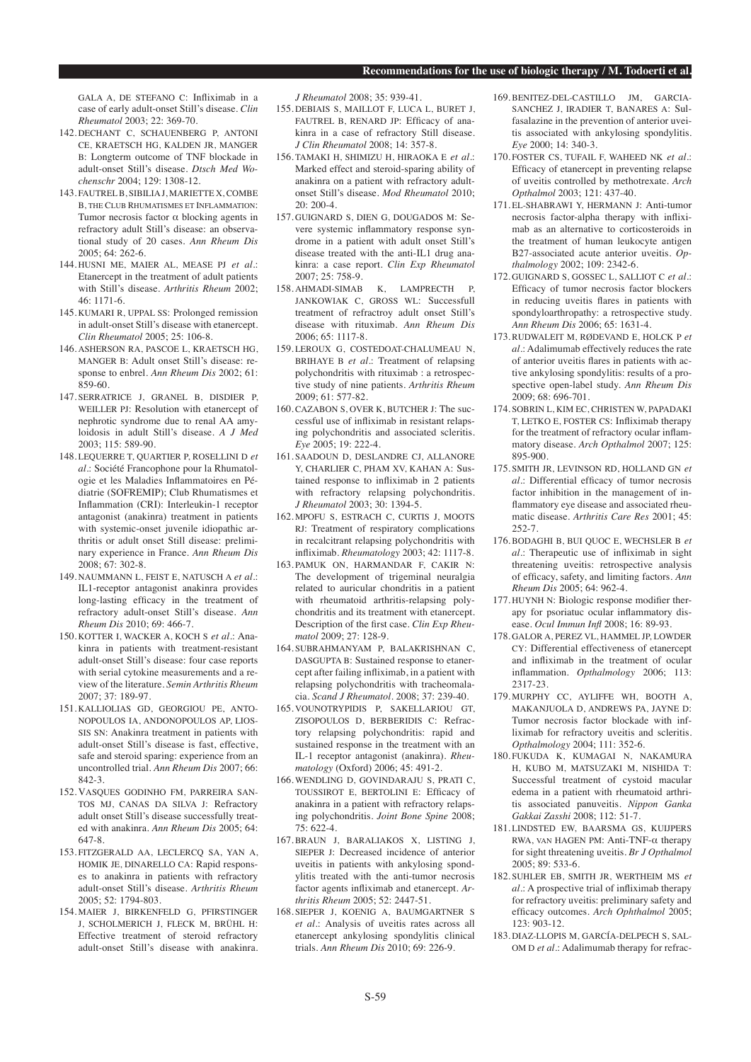GALA A, DE STEFANO C: Infliximab in a case of early adult-onset Still's disease. *Clin Rheumatol* 2003; 22: 369-70.

142. DECHANT C, SCHAUENBERG P, ANTONI CE, KRAETSCH HG, KALDEN JR, MANGER B: Longterm outcome of TNF blockade in adult-onset Still's disease. *Dtsch Med Wochenschr* 2004; 129: 1308-12.

143. FAUTREL B, SIBILIA J, MARIETTE X, COMBE B, THE CLUB RHUMATISMES ET INFLAMMATION: Tumor necrosis factor α blocking agents in refractory adult Still's disease: an observational study of 20 cases. *Ann Rheum Dis* 2005; 64: 262-6.

144. HUSNI ME, MAIER AL, MEASE PJ *et al.*: Etanercept in the treatment of adult patients with Still's disease. *Arthritis Rheum* 2002; 46: 1171-6.

145. KUMARI R, UPPAL SS: Prolonged remission in adult-onset Still's disease with etanercept. *Clin Rheumatol* 2005; 25: 106-8.

146. ASHERSON RA, PASCOE L, KRAETSCH HG, MANGER B: Adult onset Still's disease: response to enbrel. *Ann Rheum Dis* 2002; 61: 859-60.

147. SERRATRICE J, GRANEL B, DISDIER P, WEILLER PJ: Resolution with etanercept of nephrotic syndrome due to renal AA amyloidosis in adult Still's disease. *A J Med* 2003; 115: 589-90.

148. LEQUERRE T, QUARTIER P, ROSELLINI D *et al.*: Société Francophone pour la Rhumatologie et les Maladies Inflammatoires en Pédiatrie (SOFREMIP); Club Rhumatismes et Inflammation (CRI): Interleukin-1 receptor antagonist (anakinra) treatment in patients with systemic-onset juvenile idiopathic arthritis or adult onset Still disease: preliminary experience in France. *Ann Rheum Dis* 2008; 67: 302-8.

149. NAUMMANN L, FEIST E, NATUSCH A *et al.*: IL1-receptor antagonist anakinra provides long-lasting efficacy in the treatment of refractory adult-onset Still's disease. *Ann Rheum Dis* 2010; 69: 466-7.

150. KOTTER I, WACKER A, KOCH S *et al.*: Anakinra in patients with treatment-resistant adult-onset Still's disease: four case reports with serial cytokine measurements and a review of the literature. *Semin Arthritis Rheum* 2007; 37: 189-97.

151. KALLIOLIAS GD, GEORGIOU PE, ANTONOPOULOS IA, ANDONOPOULOS AP, LIOSSIS SN: Anakinra treatment in patients with adult-onset Still's disease is fast, effective, safe and steroid sparing: experience from an uncontrolled trial. *Ann Rheum Dis* 2007; 66: 842-3.

152. VASQUES GODINHO FM, PARREIRA SANTOS MJ, CANAS DA SILVA J: Refractory adult onset Still's disease successfully treated with anakinra. *Ann Rheum Dis* 2005; 64: 647-8.

153. FITZGERALD AA, LECLERCQ SA, YAN A, HOMIK JE, DINARELLO CA: Rapid responses to anakinra in patients with refractory adult-onset Still's disease. *Arthritis Rheum* 2005; 52: 1794-803.

154. MAIER J, BIRKENFELD G, PFIRSTINGER J, SCHOLMERICH J, FLECK M, BRÜHL H: Effective treatment of steroid refractory adult-onset Still's disease with anakinra. *J Rheumatol* 2008; 35: 939-41.

155. DEBIAIS S, MAILLOT F, LUCA L, BURET J, FAUTREL B, RENARD JP: Efficacy of anakinra in a case of refractory Still disease. *J Clin Rheumatol* 2008; 14: 357-8.

156. TAMAKI H, SHIMIZU H, HIRAOKA E *et al.*: Marked effect and steroid-sparing ability of anakinra on a patient with refractory adult-onset Still's disease. *Mod Rheumatol* 2010; 20: 200-4.

157. GUIGNARD S, DIEN G, DOUGADOS M: Severe systemic inflammatory response syndrome in a patient with adult onset Still's disease treated with the anti-IL1 drug anakinra: a case report. *Clin Exp Rheumatol* 2007; 25: 758-9.

158. AHMADI-SIMAB K, LAMPRECTH P, JANKOWIAK C, GROSS WL: Successfull treatment of refractroy adult onset Still's disease with rituximab. *Ann Rheum Dis* 2006; 65: 1117-8.

159. LEROUX G, COSTEDOAT-CHALUMEAU N, BRIHAYE B *et al.*: Treatment of relapsing polychondritis with rituximab : a retrospective study of nine patients. *Arthritis Rheum* 2009; 61: 577-82.

160. CAZABON S, OVER K, BUTCHER J: The successful use of infliximab in resistant relapsing polychondritis and associated scleritis. *Eye* 2005; 19: 222-4.

161. SAADOUN D, DESLANDRE CJ, ALLANORE Y, CHARLIER C, PHAM XV, KAHAN A: Sustained response to infliximab in 2 patients with refractory relapsing polychondritis. *J Rheumatol* 2003; 30: 1394-5.

162. MPOFU S, ESTRACH C, CURTIS J, MOOTS RJ: Treatment of respiratory complications in recalcitrant relapsing polychondritis with infliximab. *Rheumatology* 2003; 42: 1117-8.

163. PAMUK ON, HARMANDAR F, CAKIR N: The development of trigeminal neuralgia related to auricular chondritis in a patient with rheumatoid arthritis-relapsing polychondritis and its treatment with etanercept. Description of the first case. *Clin Exp Rheumatol* 2009; 27: 128-9.

164. SUBRAHMANYAM P, BALAKRISHNAN C, DASGUPTA B: Sustained response to etanercept after failing infliximab, in a patient with relapsing polychondritis with tracheomalacia. *Scand J Rheumatol*. 2008; 37: 239-40.

165. VOUNOTRYPIDIS P, SAKELLARIOU GT, ZISOPOULOS D, BERBERIDIS C: Refractory relapsing polychondritis: rapid and sustained response in the treatment with an IL-1 receptor antagonist (anakinra). *Rheumatology* (Oxford) 2006; 45: 491-2.

166. WENDLING D, GOVINDARAJU S, PRATI C, TOUSSIROT E, BERTOLINI E: Efficacy of anakinra in a patient with refractory relapsing polychondritis. *Joint Bone Spine* 2008; 75: 622-4.

167. BRAUN J, BARALIAKOS X, LISTING J, SIEPER J: Decreased incidence of anterior uveitis in patients with ankylosing spondylitis treated with the anti-tumor necrosis factor agents infliximab and etanercept. *Arthritis Rheum* 2005; 52: 2447-51.

168. SIEPER J, KOENIG A, BAUMGARTNER S *et al.*: Analysis of uveitis rates across all etanercept ankylosing spondylitis clinical trials. *Ann Rheum Dis* 2010; 69: 226-9.

169. BENITEZ-DEL-CASTILLO JM, GARCIA-SANCHEZ J, IRADIER T, BANARES A: Sulfasalazine in the prevention of anterior uveitis associated with ankylosing spondylitis. *Eye* 2000; 14: 340-3.

170. FOSTER CS, TUFAIL F, WAHEED NK *et al.*: Efficacy of etanercept in preventing relapse of uveitis controlled by methotrexate. *Arch Opthalmol* 2003; 121: 437-40.

171. EL-SHABRAWI Y, HERMANN J: Anti-tumor necrosis factor-alpha therapy with infliximab as an alternative to corticosteroids in the treatment of human leukocyte antigen B27-associated acute anterior uveitis. *Opthalmology* 2002; 109: 2342-6.

172. GUIGNARD S, GOSSEC L, SALLIOT C *et al.*: Efficacy of tumor necrosis factor blockers in reducing uveitis flares in patients with spondyloarthropathy: a retrospective study. *Ann Rheum Dis* 2006; 65: 1631-4.

173. RUDWALEIT M, RØDEVAND E, HOLCK P *et al.*: Adalimumab effectively reduces the rate of anterior uveitis flares in patients with active ankylosing spondylitis: results of a prospective open-label study. *Ann Rheum Dis* 2009; 68: 696-701.

174. SOBRIN L, KIM EC, CHRISTEN W, PAPADAKI T, LETKO E, FOSTER CS: Infliximab therapy for the treatment of refractory ocular inflammatory disease. *Arch Opthalmol* 2007; 125: 895-900.

175. SMITH JR, LEVINSON RD, HOLLAND GN *et al.*: Differential efficacy of tumor necrosis factor inhibition in the management of inflammatory eye disease and associated rheumatic disease. *Arthritis Care Res* 2001; 45: 252-7.

176. BODAGHI B, BUI QUOC E, WECHSLER B *et al.*: Therapeutic use of infliximab in sight threatening uveitis: retrospective analysis of efficacy, safety, and limiting factors. *Ann Rheum Dis* 2005; 64: 962-4.

177. HUYNH N: Biologic response modifier therapy for psoriatuc ocular inflammatory disease. *Ocul Immun Infl* 2008; 16: 89-93.

178. GALOR A, PEREZ VL, HAMMEL JP, LOWDER CY: Differential effectiveness of etanercept and infliximab in the treatment of ocular inflammation. *Opthalmology* 2006; 113: 2317-23.

179. MURPHY CC, AYLIFFE WH, BOOTH A, MAKANJUOLA D, ANDREWS PA, JAYNE D: Tumor necrosis factor blockade with infliximab for refractory uveitis and scleritis. *Opthalmology* 2004; 111: 352-6.

180. FUKUDA K, KUMAGAI N, NAKAMURA H, KUBO M, MATSUZAKI M, NISHIDA T: Successful treatment of cystoid macular edema in a patient with rheumatoid arthritis associated panuveitis. *Nippon Ganka Gakkai Zasshi* 2008; 112: 51-7.

181. LINDSTED EW, BAARSMA GS, KUIJPERS RWA, VAN HAGEN PM: Anti-TNF-α therapy for sight threatening uveitis. *Br J Opthalmol* 2005; 89: 533-6.

182. SUHLER EB, SMITH JR, WERTHEIM MS *et al.*: A prospective trial of infliximab therapy for refractory uveitis: preliminary safety and efficacy outcomes. *Arch Ophthalmol* 2005; 123: 903-12.

183. DIAZ-LLOPIS M, GARCÍA-DELPECH S, SALOM D *et al.*: Adalimumab therapy for refrac-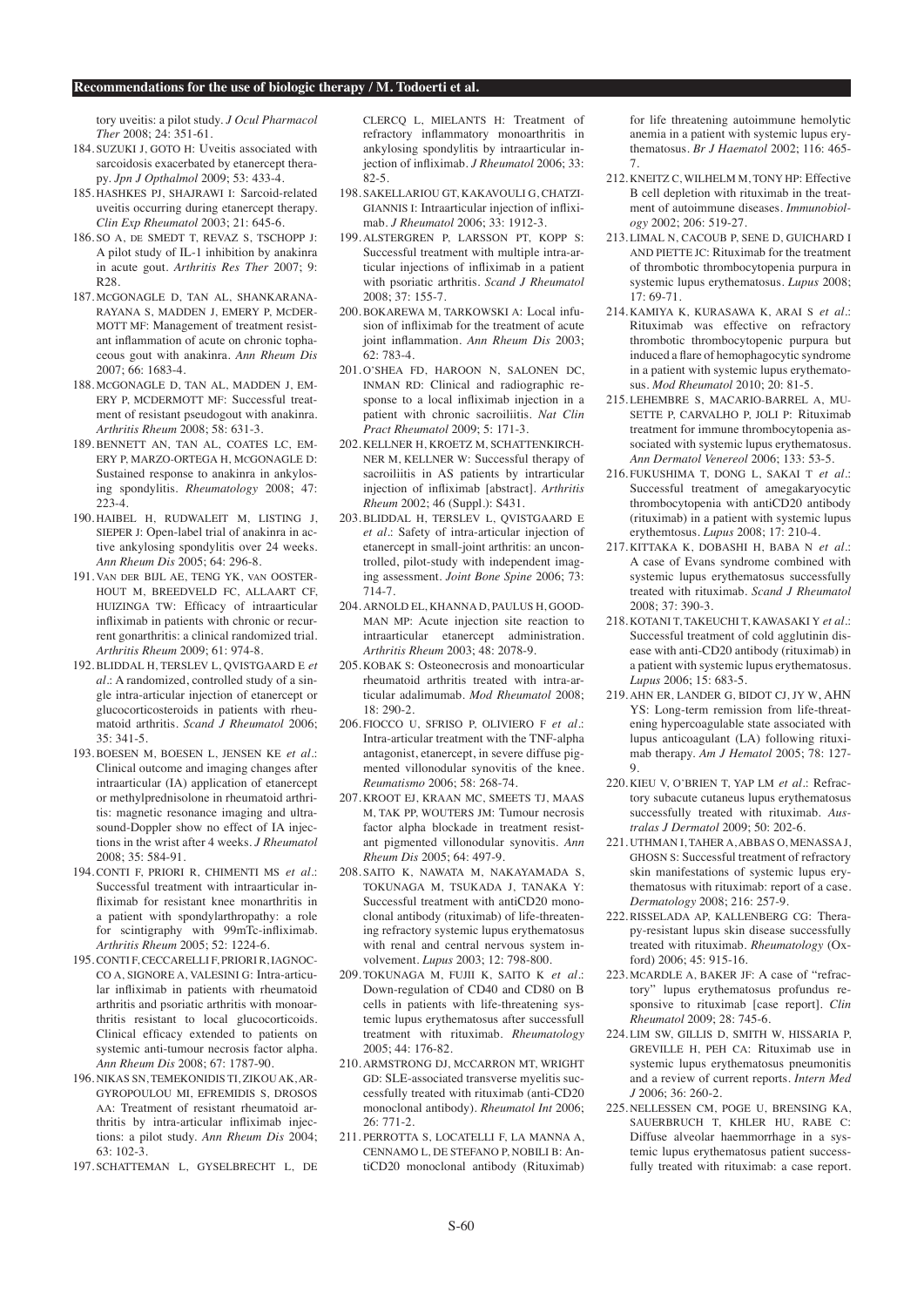tory uveitis: a pilot study. *J Ocul Pharmacol Ther* 2008; 24: 351-61.

184. SUZUKI J, GOTO H: Uveitis associated with sarcoidosis exacerbated by etanercept therapy. *Jpn J Opthalmol* 2009; 53: 433-4.

185. HASHKES PJ, SHAJRAWI I: Sarcoid-related uveitis occurring during etanercept therapy. *Clin Exp Rheumatol* 2003; 21: 645-6.

186. SO A, DE SMEDT T, REVAZ S, TSCHOPP J: A pilot study of IL-1 inhibition by anakinra in acute gout. *Arthritis Res Ther* 2007; 9: R28.

187. MCGONAGLE D, TAN AL, SHANKARANARAYANA S, MADDEN J, EMERY P, MCDERMOTT MF: Management of treatment resistant inflammation of acute on chronic tophaceous gout with anakinra. *Ann Rheum Dis* 2007; 66: 1683-4.

188. MCGONAGLE D, TAN AL, MADDEN J, EMERY P, MCDERMOTT MF: Successful treatment of resistant pseudogout with anakinra. *Arthritis Rheum* 2008; 58: 631-3.

189. BENNETT AN, TAN AL, COATES LC, EMERY P, MARZO-ORTEGA H, MCGONAGLE D: Sustained response to anakinra in ankylosing spondylitis. *Rheumatology* 2008; 47: 223-4.

190. HAIBEL H, RUDWALEIT M, LISTING J, SIEPER J: Open-label trial of anakinra in active ankylosing spondylitis over 24 weeks. *Ann Rheum Dis* 2005; 64: 296-8.

191. VAN DER BIJL AE, TENG YK, VAN OOSTERHOUT M, BREEDVELD FC, ALLAART CF, HUIZINGA TW: Efficacy of intraarticular infliximab in patients with chronic or recurrent gonarthritis: a clinical randomized trial. *Arthritis Rheum* 2009; 61: 974-8.

192. BLIDDAL H, TERSLEV L, QVISTGAARD E *et al.*: A randomized, controlled study of a single intra-articular injection of etanercept or glucocorticosteroids in patients with rheumatoid arthritis. *Scand J Rheumatol* 2006; 35: 341-5.

193. BOESEN M, BOESEN L, JENSEN KE *et al.*: Clinical outcome and imaging changes after intraarticular (IA) application of etanercept or methylprednisolone in rheumatoid arthritis: magnetic resonance imaging and ultrasound-Doppler show no effect of IA injections in the wrist after 4 weeks. *J Rheumatol* 2008; 35: 584-91.

194. CONTI F, PRIORI R, CHIMENTI MS *et al.*: Successful treatment with intraarticular infliximab for resistant knee monarthritis in a patient with spondylarthropathy: a role for scintigraphy with 99mTc-infliximab. *Arthritis Rheum* 2005; 52: 1224-6.

195. CONTI F, CECCARELLI F, PRIORI R, IAGNOCCO A, SIGNORE A, VALESINI G: Intra-articular infliximab in patients with rheumatoid arthritis and psoriatic arthritis with monoarthritis resistant to local glucocorticoids. Clinical efficacy extended to patients on systemic anti-tumour necrosis factor alpha. *Ann Rheum Dis* 2008; 67: 1787-90.

196. NIKAS SN, TEMEKONIDIS TI, ZIKOU AK, ARGYROPOULOU MI, EFREMIDIS S, DROSOS AA: Treatment of resistant rheumatoid arthritis by intra-articular infliximab injections: a pilot study. *Ann Rheum Dis* 2004; 63: 102-3.

197. SCHATTEMAN L, GYSELBRECHT L, DE CLERCQ L, MIELANTS H: Treatment of refractory inflammatory monoarthritis in ankylosing spondylitis by intraarticular injection of infliximab. *J Rheumatol* 2006; 33: 82-5.

198. SAKELLARIOU GT, KAKAVOULI G, CHATZIGIANNIS I: Intraarticular injection of infliximab. *J Rheumatol* 2006; 33: 1912-3.

199. ALSTERGREN P, LARSSON PT, KOPP S: Successful treatment with multiple intra-articular injections of infliximab in a patient with psoriatic arthritis. *Scand J Rheumatol* 2008; 37: 155-7.

200. BOKAREWA M, TARKOWSKI A: Local infusion of infliximab for the treatment of acute joint inflammation. *Ann Rheum Dis* 2003; 62: 783-4.

201. O'SHEA FD, HAROON N, SALONEN DC, INMAN RD: Clinical and radiographic response to a local infliximab injection in a patient with chronic sacroiliitis. *Nat Clin Pract Rheumatol* 2009; 5: 171-3.

202. KELLNER H, KROETZ M, SCHATTENKIRCHNER M, KELLNER W: Successful therapy of sacroiliitis in AS patients by intrarticular injection of infliximab [abstract]. *Arthritis Rheum* 2002; 46 (Suppl.): S431.

203. BLIDDAL H, TERSLEV L, QVISTGAARD E *et al.*: Safety of intra-articular injection of etanercept in small-joint arthritis: an uncontrolled, pilot-study with independent imaging assessment. *Joint Bone Spine* 2006; 73: 714-7.

204. ARNOLD EL, KHANNA D, PAULUS H, GOODMAN MP: Acute injection site reaction to intraarticular etanercept administration. *Arthritis Rheum* 2003; 48: 2078-9.

205. KOBAK S: Osteonecrosis and monoarticular rheumatoid arthritis treated with intra-articular adalimumab. *Mod Rheumatol* 2008; 18: 290-2.

206. FIOCCO U, SFRISO P, OLIVIERO F *et al.*: Intra-articular treatment with the TNF-alpha antagonist, etanercept, in severe diffuse pigmented villonodular synovitis of the knee. *Reumatismo* 2006; 58: 268-74.

207. KROOT EJ, KRAAN MC, SMEETS TJ, MAAS M, TAK PP, WOUTERS JM: Tumour necrosis factor alpha blockade in treatment resistant pigmented villonodular synovitis. *Ann Rheum Dis* 2005; 64: 497-9.

208. SAITO K, NAWATA M, NAKAYAMADA S, TOKUNAGA M, TSUKADA J, TANAKA Y: Successful treatment with antiCD20 monoclonal antibody (rituximab) of life-threatening refractory systemic lupus erythematosus with renal and central nervous system involvement. *Lupus* 2003; 12: 798-800.

209. TOKUNAGA M, FUJII K, SAITO K *et al.*: Down-regulation of CD40 and CD80 on B cells in patients with life-threatening systemic lupus erythematosus after successfull treatment with rituximab. *Rheumatology* 2005; 44: 176-82.

210. ARMSTRONG DJ, MCCARRON MT, WRIGHT GD: SLE-associated transverse myelitis successfully treated with rituximab (anti-CD20 monoclonal antibody). *Rheumatol Int* 2006; 26: 771-2.

211. PERROTTA S, LOCATELLI F, LA MANNA A, CENNAMO L, DE STEFANO P, NOBILI B: AntiCD20 monoclonal antibody (Rituximab) for life threatening autoimmune hemolytic anemia in a patient with systemic lupus erythematosus. *Br J Haematol* 2002; 116: 465-7.

212. KNEITZ C, WILHELM M, TONY HP: Effective B cell depletion with rituximab in the treatment of autoimmune diseases. *Immunobiology* 2002; 206: 519-27.

213. LIMAL N, CACOUB P, SENE D, GUICHARD I AND PIETTE JC: Rituximab for the treatment of thrombotic thrombocytopenia purpura in systemic lupus erythematosus. *Lupus* 2008; 17: 69-71.

214. KAMIYA K, KURASAWA K, ARAI S *et al.*: Rituximab was effective on refractory thrombotic thrombocytopenic purpura but induced a flare of hemophagocytic syndrome in a patient with systemic lupus erythematosus. *Mod Rheumatol* 2010; 20: 81-5.

215. LEHEMBRE S, MACARIO-BARREL A, MUSETTE P, CARVALHO P, JOLI P: Rituximab treatment for immune thrombocytopenia associated with systemic lupus erythematosus. *Ann Dermatol Venereol* 2006; 133: 53-5.

216. FUKUSHIMA T, DONG L, SAKAI T *et al.*: Successful treatment of amegakaryocytic thrombocytopenia with antiCD20 antibody (rituximab) in a patient with systemic lupus erythemtosus. *Lupus* 2008; 17: 210-4.

217. KITTAKA K, DOBASHI H, BABA N *et al.*: A case of Evans syndrome combined with systemic lupus erythematosus successfully treated with rituximab. *Scand J Rheumatol* 2008; 37: 390-3.

218. KOTANI T, TAKEUCHI T, KAWASAKI Y *et al.*: Successful treatment of cold agglutinin disease with anti-CD20 antibody (rituximab) in a patient with systemic lupus erythematosus. *Lupus* 2006; 15: 683-5.

219. AHN ER, LANDER G, BIDOT CJ, JY W, AHN YS: Long-term remission from life-threatening hypercoagulable state associated with lupus anticoagulant (LA) following rituximab therapy. *Am J Hematol* 2005; 78: 127-9.

220. KIEU V, O'BRIEN T, YAP LM *et al.*: Refractory subacute cutaneus lupus erythematosus successfully treated with rituximab. *Australas J Dermatol* 2009; 50: 202-6.

221. UTHMAN I, TAHER A, ABBAS O, MENASSA J, GHOSN S: Successful treatment of refractory skin manifestations of systemic lupus erythematosus with rituximab: report of a case. *Dermatology* 2008; 216: 257-9.

222. RISSELADA AP, KALLENBERG CG: Therapy-resistant lupus skin disease successfully treated with rituximab. *Rheumatology* (Oxford) 2006; 45: 915-16.

223. MCARDLE A, BAKER JF: A case of "refractory" lupus erythematosus profundus responsive to rituximab [case report]. *Clin Rheumatol* 2009; 28: 745-6.

224. LIM SW, GILLIS D, SMITH W, HISSARIA P, GREVILLE H, PEH CA: Rituximab use in systemic lupus erythematosus pneumonitis and a review of current reports. *Intern Med J* 2006; 36: 260-2.

225. NELLESSEN CM, POGE U, BRENSING KA, SAUERBRUCH T, KHLER HU, RABE C: Diffuse alveolar haemmorrhage in a systemic lupus erythematosus patient successfully treated with rituximab: a case report.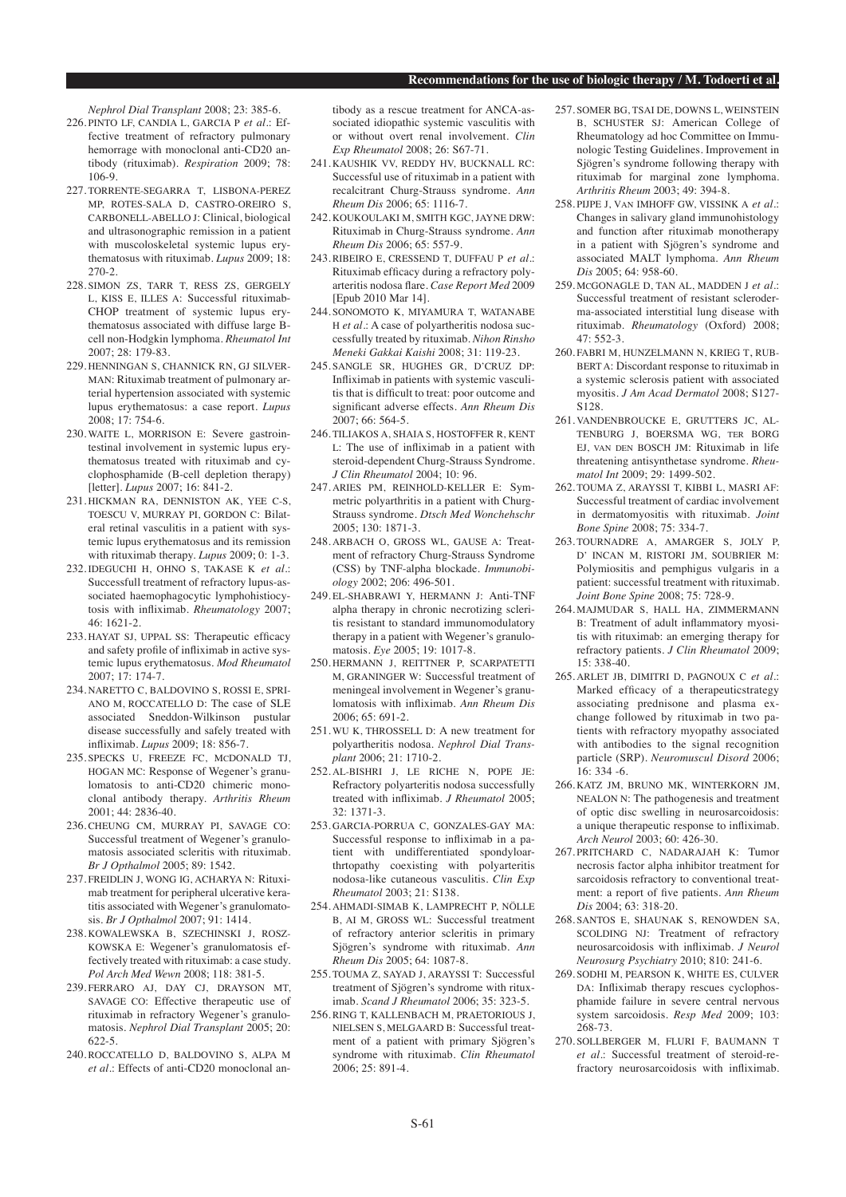*Nephrol Dial Transplant* 2008; 23: 385-6.

226. PINTO LF, CANDIA L, GARCIA P *et al.*: Effective treatment of refractory pulmonary hemorrage with monoclonal anti-CD20 antibody (rituximab). *Respiration* 2009; 78: 106-9.
227. TORRENTE-SEGARRA T, LISBONA-PEREZ MP, ROTES-SALA D, CASTRO-OREIRO S, CARBONELL-ABELLO J: Clinical, biological and ultrasonographic remission in a patient with muscoloskeletal systemic lupus erythematosus with rituximab. *Lupus* 2009; 18: 270-2.
228. SIMON ZS, TARR T, RESS ZS, GERGELY L, KISS E, ILLES A: Successful rituximab-CHOP treatment of systemic lupus erythematosus associated with diffuse large B-cell non-Hodgkin lymphoma. *Rheumatol Int* 2007; 28: 179-83.
229. HENNINGAN S, CHANNICK RN, GJ SILVERMAN: Rituximab treatment of pulmonary arterial hypertension associated with systemic lupus erythematosus: a case report. *Lupus* 2008; 17: 754-6.
230. WAITE L, MORRISON E: Severe gastrointestinal involvement in systemic lupus erythematosus treated with rituximab and cyclophosphamide (B-cell depletion therapy) [letter]. *Lupus* 2007; 16: 841-2.
231. HICKMAN RA, DENNISTON AK, YEE C-S, TOESCU V, MURRAY PI, GORDON C: Bilateral retinal vasculitis in a patient with systemic lupus erythematosus and its remission with rituximab therapy. *Lupus* 2009; 0: 1-3.
232. IDEGUCHI H, OHNO S, TAKASE K *et al.*: Successfull treatment of refractory lupus-associated haemophagocytic lymphohistiocytosis with infliximab. *Rheumatology* 2007; 46: 1621-2.
233. HAYAT SJ, UPPAL SS: Therapeutic efficacy and safety profile of infliximab in active systemic lupus erythematosus. *Mod Rheumatol* 2007; 17: 174-7.
234. NARETTO C, BALDOVINO S, ROSSI E, SPRIANO M, ROCCATELLO D: The case of SLE associated Sneddon-Wilkinson pustular disease successfully and safely treated with infliximab. *Lupus* 2009; 18: 856-7.
235. SPECKS U, FREEZE FC, MCDONALD TJ, HOGAN MC: Response of Wegener's granulomatosis to anti-CD20 chimeric monoclonal antibody therapy. *Arthritis Rheum* 2001; 44: 2836-40.
236. CHEUNG CM, MURRAY PI, SAVAGE CO: Successful treatment of Wegener's granulomatosis associated scleritis with rituximab. *Br J Opthalmol* 2005; 89: 1542.
237. FREIDLIN J, WONG IG, ACHARYA N: Rituximab treatment for peripheral ulcerative keratitis associated with Wegener's granulomatosis. *Br J Opthalmol* 2007; 91: 1414.
238. KOWALEWSKA B, SZECHINSKI J, ROSZKOWSKA E: Wegener's granulomatosis effectively treated with rituximab: a case study. *Pol Arch Med Wewn* 2008; 118: 381-5.
239. FERRARO AJ, DAY CJ, DRAYSON MT, SAVAGE CO: Effective therapeutic use of rituximab in refractory Wegener's granulomatosis. *Nephrol Dial Transplant* 2005; 20: 622-5.
240. ROCCATELLO D, BALDOVINO S, ALPA M *et al.*: Effects of anti-CD20 monoclonal antibody as a rescue treatment for ANCA-associated idiopathic systemic vasculitis with or without overt renal involvement. *Clin Exp Rheumatol* 2008; 26: S67-71.
241. KAUSHIK VV, REDDY HV, BUCKNALL RC: Successful use of rituximab in a patient with recalcitrant Churg-Strauss syndrome. *Ann Rheum Dis* 2006; 65: 1116-7.
242. KOUKOULAKI M, SMITH KGC, JAYNE DRW: Rituximab in Churg-Strauss syndrome. *Ann Rheum Dis* 2006; 65: 557-9.
243. RIBEIRO E, CRESSEND T, DUFFAU P *et al.*: Rituximab efficacy during a refractory polyarteritis nodosa flare. *Case Report Med* 2009 [Epub 2010 Mar 14].
244. SONOMOTO K, MIYAMURA T, WATANABE H *et al.*: A case of polyartheritis nodosa successfully treated by rituximab. *Nihon Rinsho Meneki Gakkai Kaishi* 2008; 31: 119-23.
245. SANGLE SR, HUGHES GR, D'CRUZ DP: Infliximab in patients with systemic vasculitis that is difficult to treat: poor outcome and significant adverse effects. *Ann Rheum Dis* 2007; 66: 564-5.
246. TILIAKOS A, SHAIA S, HOSTOFFER R, KENT L: The use of infliximab in a patient with steroid-dependent Churg-Strauss Syndrome. *J Clin Rheumatol* 2004; 10: 96.
247. ARIES PM, REINHOLD-KELLER E: Symmetric polyarthritis in a patient with Churg-Strauss syndrome. *Dtsch Med Wonchehschr* 2005; 130: 1871-3.
248. ARBACH O, GROSS WL, GAUSE A: Treatment of refractory Churg-Strauss Syndrome (CSS) by TNF-alpha blockade. *Immunobiology* 2002; 206: 496-501.
249. EL-SHABRAWI Y, HERMANN J: Anti-TNF alpha therapy in chronic necrotizing scleritis resistant to standard immunomodulatory therapy in a patient with Wegener's granulomatosis. *Eye* 2005; 19: 1017-8.
250. HERMANN J, REITTNER P, SCARPATETTI M, GRANINGER W: Successful treatment of meningeal involvement in Wegener's granulomatosis with infliximab. *Ann Rheum Dis* 2006; 65: 691-2.
251. WU K, THROSSELL D: A new treatment for polyartheritis nodosa. *Nephrol Dial Transplant* 2006; 21: 1710-2.
252. AL-BISHRI J, LE RICHE N, POPE JE: Refractory polyarteritis nodosa successfully treated with infliximab. *J Rheumatol* 2005; 32: 1371-3.
253. GARCIA-PORRUA C, GONZALES-GAY MA: Successful response to infliximab in a patient with undifferentiated spondyloarthrtopathy coexisting with polyarteritis nodosa-like cutaneous vasculitis. *Clin Exp Rheumatol* 2003; 21: S138.
254. AHMADI-SIMAB K, LAMPRECHT P, NÖLLE B, AI M, GROSS WL: Successful treatment of refractory anterior scleritis in primary Sjögren's syndrome with rituximab. *Ann Rheum Dis* 2005; 64: 1087-8.
255. TOUMA Z, SAYAD J, ARAYSSI T: Successful treatment of Sjögren's syndrome with rituximab. *Scand J Rheumatol* 2006; 35: 323-5.
256. RING T, KALLENBACH M, PRAETORIOUS J, NIELSEN S, MELGAARD B: Successful treatment of a patient with primary Sjögren's syndrome with rituximab. *Clin Rheumatol* 2006; 25: 891-4.
257. SOMER BG, TSAI DE, DOWNS L, WEINSTEIN B, SCHUSTER SJ: American College of Rheumatology ad hoc Committee on Immunologic Testing Guidelines. Improvement in Sjögren's syndrome following therapy with rituximab for marginal zone lymphoma. *Arthritis Rheum* 2003; 49: 394-8.
258. PIJPE J, VAN IMHOFF GW, VISSINK A *et al.*: Changes in salivary gland immunohistology and function after rituximab monotherapy in a patient with Sjögren's syndrome and associated MALT lymphoma. *Ann Rheum Dis* 2005; 64: 958-60.
259. MCGONAGLE D, TAN AL, MADDEN J *et al.*: Successful treatment of resistant scleroderma-associated interstitial lung disease with rituximab. *Rheumatology* (Oxford) 2008; 47: 552-3.
260. FABRI M, HUNZELMANN N, KRIEG T, RUBBERT A: Discordant response to rituximab in a systemic sclerosis patient with associated myositis. *J Am Acad Dermatol* 2008; S127-S128.
261. VANDENBROUCKE E, GRUTTERS JC, ALTENBURG J, BOERSMA WG, TER BORG EJ, VAN DEN BOSCH JM: Rituximab in life threatening antisynthetase syndrome. *Rheumatol Int* 2009; 29: 1499-502.
262. TOUMA Z, ARAYSSI T, KIBBI L, MASRI AF: Successful treatment of cardiac involvement in dermatomyositis with rituximab. *Joint Bone Spine* 2008; 75: 334-7.
263. TOURNADRE A, AMARGER S, JOLY P, D' INCAN M, RISTORI JM, SOUBRIER M: Polymiositis and pemphigus vulgaris in a patient: successful treatment with rituximab. *Joint Bone Spine* 2008; 75: 728-9.
264. MAJMUDAR S, HALL HA, ZIMMERMANN B: Treatment of adult inflammatory myositis with rituximab: an emerging therapy for refractory patients. *J Clin Rheumatol* 2009; 15: 338-40.
265. ARLET JB, DIMITRI D, PAGNOUX C *et al.*: Marked efficacy of a therapeuticstrategy associating prednisone and plasma exchange followed by rituximab in two patients with refractory myopathy associated with antibodies to the signal recognition particle (SRP). *Neuromuscul Disord* 2006; 16: 334 -6.
266. KATZ JM, BRUNO MK, WINTERKORN JM, NEALON N: The pathogenesis and treatment of optic disc swelling in neurosarcoidosis: a unique therapeutic response to infliximab. *Arch Neurol* 2003; 60: 426-30.
267. PRITCHARD C, NADARAJAH K: Tumor necrosis factor alpha inhibitor treatment for sarcoidosis refractory to conventional treatment: a report of five patients. *Ann Rheum Dis* 2004; 63: 318-20.
268. SANTOS E, SHAUNAK S, RENOWDEN SA, SCOLDING NJ: Treatment of refractory neurosarcoidosis with infliximab. *J Neurol Neurosurg Psychiatry* 2010; 810: 241-6.
269. SODHI M, PEARSON K, WHITE ES, CULVER DA: Infliximab therapy rescues cyclophosphamide failure in severe central nervous system sarcoidosis. *Resp Med* 2009; 103: 268-73.
270. SOLLBERGER M, FLURI F, BAUMANN T *et al.*: Successful treatment of steroid-refractory neurosarcoidosis with infliximab.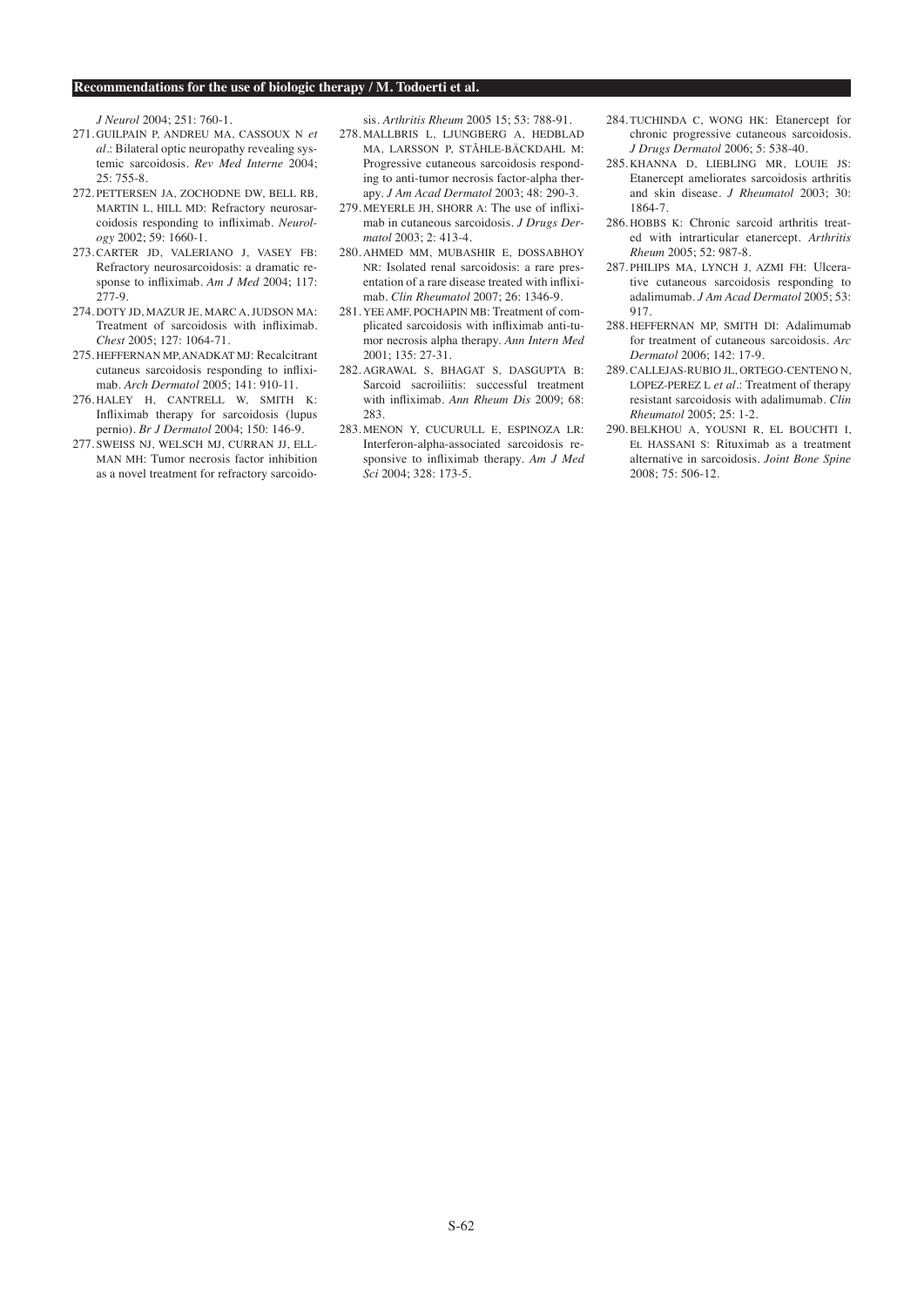*J Neurol* 2004; 251: 760-1.

271. GUILPAIN P, ANDREU MA, CASSOUX N *et al.*: Bilateral optic neuropathy revealing systemic sarcoidosis. *Rev Med Interne* 2004; 25: 755-8.
272. PETTERSEN JA, ZOCHODNE DW, BELL RB, MARTIN L, HILL MD: Refractory neurosarcoidosis responding to infliximab. *Neurology* 2002; 59: 1660-1.
273. CARTER JD, VALERIANO J, VASEY FB: Refractory neurosarcoidosis: a dramatic response to infliximab. *Am J Med* 2004; 117: 277-9.
274. DOTY JD, MAZUR JE, MARC A, JUDSON MA: Treatment of sarcoidosis with infliximab. *Chest* 2005; 127: 1064-71.
275. HEFFERNAN MP, ANADKAT MJ: Recalcitrant cutaneus sarcoidosis responding to infliximab. *Arch Dermatol* 2005; 141: 910-11.
276. HALEY H, CANTRELL W, SMITH K: Infliximab therapy for sarcoidosis (lupus pernio). *Br J Dermatol* 2004; 150: 146-9.
277. SWEISS NJ, WELSCH MJ, CURRAN JJ, ELLMAN MH: Tumor necrosis factor inhibition as a novel treatment for refractory sarcoidosis. *Arthritis Rheum* 2005 15; 53: 788-91.
278. MALLBRIS L, LJUNGBERG A, HEDBLAD MA, LARSSON P, STÅHLE-BÄCKDAHL M: Progressive cutaneous sarcoidosis responding to anti-tumor necrosis factor-alpha therapy. *J Am Acad Dermatol* 2003; 48: 290-3.
279. MEYERLE JH, SHORR A: The use of infliximab in cutaneous sarcoidosis. *J Drugs Dermatol* 2003; 2: 413-4.
280. AHMED MM, MUBASHIR E, DOSSABHOY NR: Isolated renal sarcoidosis: a rare presentation of a rare disease treated with infliximab. *Clin Rheumatol* 2007; 26: 1346-9.
281. YEE AMF, POCHAPIN MB: Treatment of complicated sarcoidosis with infliximab anti-tumor necrosis alpha therapy. *Ann Intern Med* 2001; 135: 27-31.
282. AGRAWAL S, BHAGAT S, DASGUPTA B: Sarcoid sacroiliitis: successful treatment with infliximab. *Ann Rheum Dis* 2009; 68: 283.
283. MENON Y, CUCURULL E, ESPINOZA LR: Interferon-alpha-associated sarcoidosis responsive to infliximab therapy. *Am J Med Sci* 2004; 328: 173-5.
284. TUCHINDA C, WONG HK: Etanercept for chronic progressive cutaneous sarcoidosis. *J Drugs Dermatol* 2006; 5: 538-40.
285. KHANNA D, LIEBLING MR, LOUIE JS: Etanercept ameliorates sarcoidosis arthritis and skin disease. *J Rheumatol* 2003; 30: 1864-7.
286. HOBBS K: Chronic sarcoid arthritis treated with intrarticular etanercept. *Arthritis Rheum* 2005; 52: 987-8.
287. PHILIPS MA, LYNCH J, AZMI FH: Ulcerative cutaneous sarcoidosis responding to adalimumab. *J Am Acad Dermatol* 2005; 53: 917.
288. HEFFERNAN MP, SMITH DI: Adalimumab for treatment of cutaneous sarcoidosis. *Arc Dermatol* 2006; 142: 17-9.
289. CALLEJAS-RUBIO JL, ORTEGO-CENTENO N, LOPEZ-PEREZ L *et al.*: Treatment of therapy resistant sarcoidosis with adalimumab. *Clin Rheumatol* 2005; 25: 1-2.
290. BELKHOU A, YOUSNI R, EL BOUCHTI I, EL HASSANI S: Rituximab as a treatment alternative in sarcoidosis. *Joint Bone Spine* 2008; 75: 506-12.